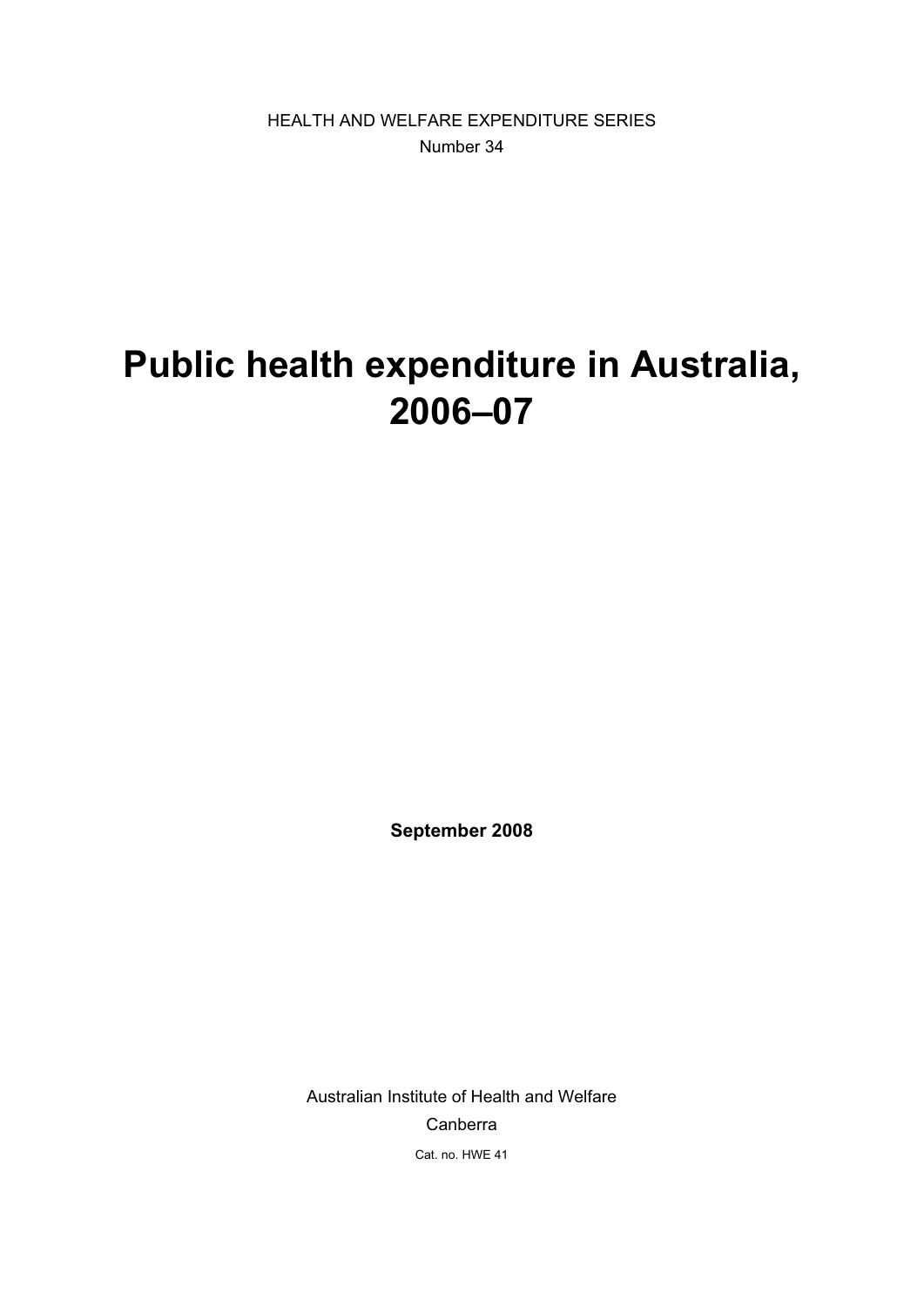HEALTH AND WELFARE EXPENDITURE SERIES

Number 34

# Public health expenditure in Australia, 2006–07

**September 2008**

Australian Institute of Health and Welfare

Canberra

Cat. no. HWE 41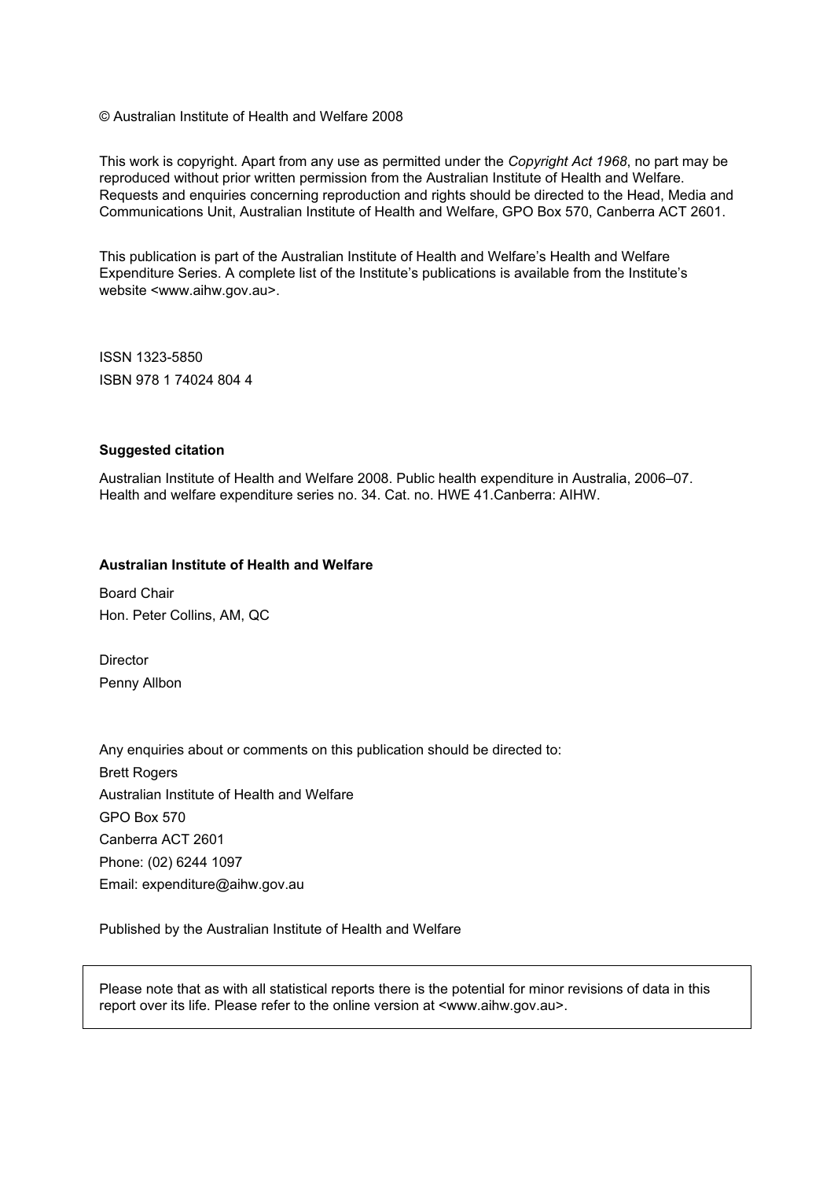© Australian Institute of Health and Welfare 2008

This work is copyright. Apart from any use as permitted under the *Copyright Act 1968*, no part may be reproduced without prior written permission from the Australian Institute of Health and Welfare. Requests and enquiries concerning reproduction and rights should be directed to the Head, Media and Communications Unit, Australian Institute of Health and Welfare, GPO Box 570, Canberra ACT 2601.

This publication is part of the Australian Institute of Health and Welfare's Health and Welfare Expenditure Series. A complete list of the Institute's publications is available from the Institute's website <www.aihw.gov.au>.

ISSN 1323-5850

ISBN 978 1 74024 804 4

**Suggested citation**

Australian Institute of Health and Welfare 2008. Public health expenditure in Australia, 2006–07. Health and welfare expenditure series no. 34. Cat. no. HWE 41.Canberra: AIHW.

**Australian Institute of Health and Welfare**

Board Chair

Hon. Peter Collins, AM, QC

Director

Penny Allbon

Any enquiries about or comments on this publication should be directed to:

Brett Rogers

Australian Institute of Health and Welfare

GPO Box 570

Canberra ACT 2601

Phone: (02) 6244 1097

Email: expenditure@aihw.gov.au

Published by the Australian Institute of Health and Welfare

Please note that as with all statistical reports there is the potential for minor revisions of data in this report over its life. Please refer to the online version at <www.aihw.gov.au>.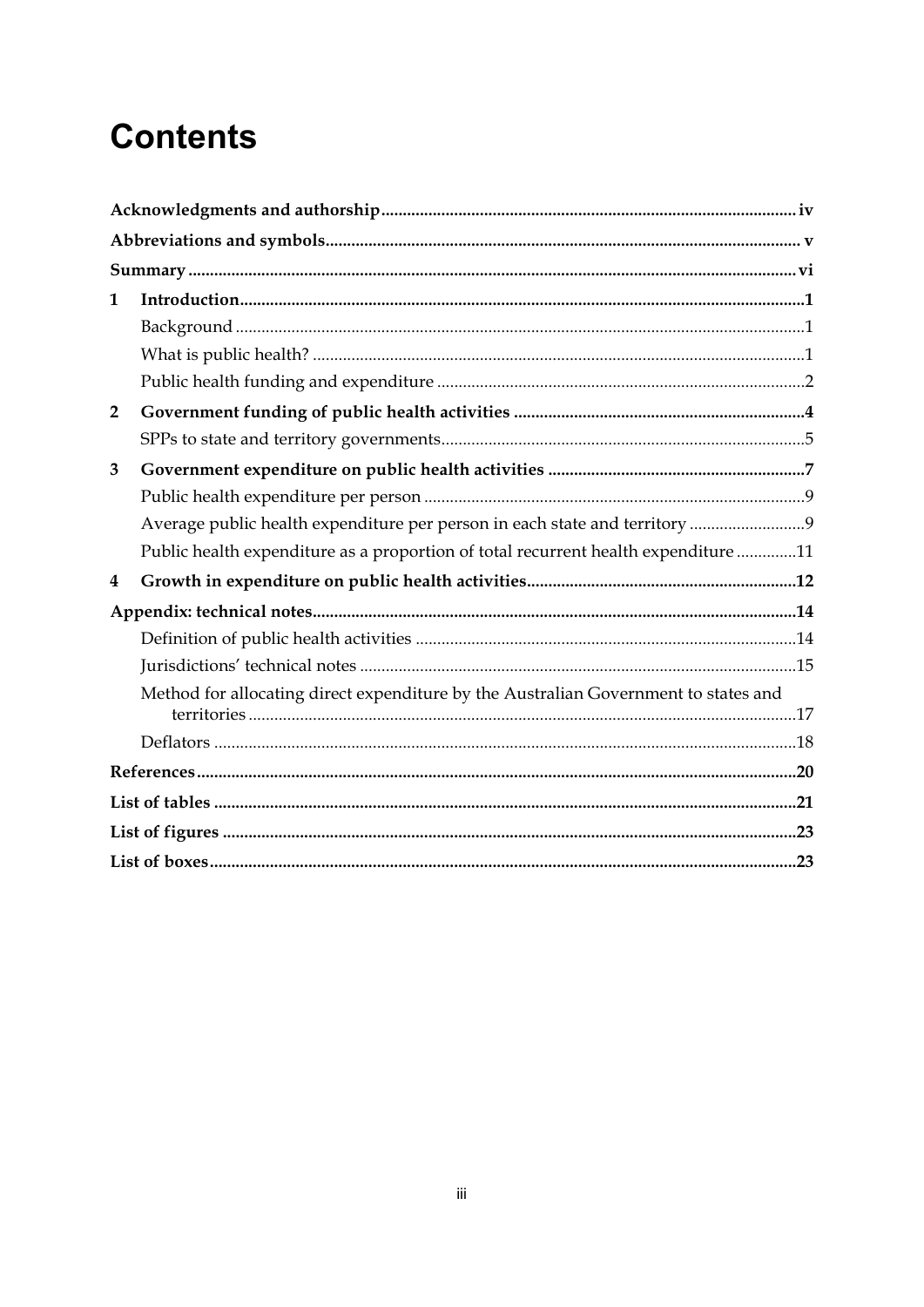# Contents

**Acknowledgments and authorship** ........ iv

**Abbreviations and symbols** ........ v

**Summary** ........ vi

**1 Introduction** ........ 1

- Background ........ 1
- What is public health? ........ 1
- Public health funding and expenditure ........ 2

**2 Government funding of public health activities** ........ 4

- SPPs to state and territory governments ........ 5

**3 Government expenditure on public health activities** ........ 7

- Public health expenditure per person ........ 9
- Average public health expenditure per person in each state and territory ........ 9
- Public health expenditure as a proportion of total recurrent health expenditure ........ 11

**4 Growth in expenditure on public health activities** ........ 12

**Appendix: technical notes** ........ 14

- Definition of public health activities ........ 14
- Jurisdictions' technical notes ........ 15
- Method for allocating direct expenditure by the Australian Government to states and territories ........ 17
- Deflators ........ 18

**References** ........ 20

**List of tables** ........ 21

**List of figures** ........ 23

**List of boxes** ........ 23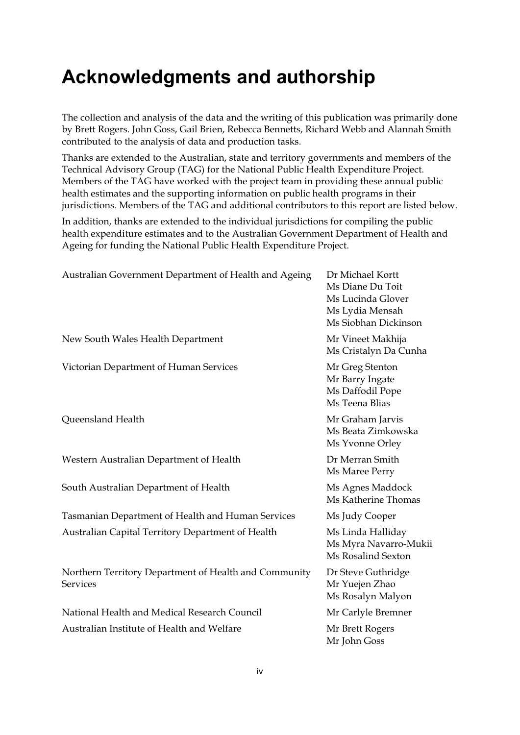# Acknowledgments and authorship

The collection and analysis of the data and the writing of this publication was primarily done by Brett Rogers. John Goss, Gail Brien, Rebecca Bennetts, Richard Webb and Alannah Smith contributed to the analysis of data and production tasks.

Thanks are extended to the Australian, state and territory governments and members of the Technical Advisory Group (TAG) for the National Public Health Expenditure Project. Members of the TAG have worked with the project team in providing these annual public health estimates and the supporting information on public health programs in their jurisdictions. Members of the TAG and additional contributors to this report are listed below.

In addition, thanks are extended to the individual jurisdictions for compiling the public health expenditure estimates and to the Australian Government Department of Health and Ageing for funding the National Public Health Expenditure Project.

| | |
|---|---|
| Australian Government Department of Health and Ageing | Dr Michael Kortt<br>Ms Diane Du Toit<br>Ms Lucinda Glover<br>Ms Lydia Mensah<br>Ms Siobhan Dickinson |
| New South Wales Health Department | Mr Vineet Makhija<br>Ms Cristalyn Da Cunha |
| Victorian Department of Human Services | Mr Greg Stenton<br>Mr Barry Ingate<br>Ms Daffodil Pope<br>Ms Teena Blias |
| Queensland Health | Mr Graham Jarvis<br>Ms Beata Zimkowska<br>Ms Yvonne Orley |
| Western Australian Department of Health | Dr Merran Smith<br>Ms Maree Perry |
| South Australian Department of Health | Ms Agnes Maddock<br>Ms Katherine Thomas |
| Tasmanian Department of Health and Human Services | Ms Judy Cooper |
| Australian Capital Territory Department of Health | Ms Linda Halliday<br>Ms Myra Navarro-Mukii<br>Ms Rosalind Sexton |
| Northern Territory Department of Health and Community Services | Dr Steve Guthridge<br>Mr Yuejen Zhao<br>Ms Rosalyn Malyon |
| National Health and Medical Research Council | Mr Carlyle Bremner |
| Australian Institute of Health and Welfare | Mr Brett Rogers<br>Mr John Goss |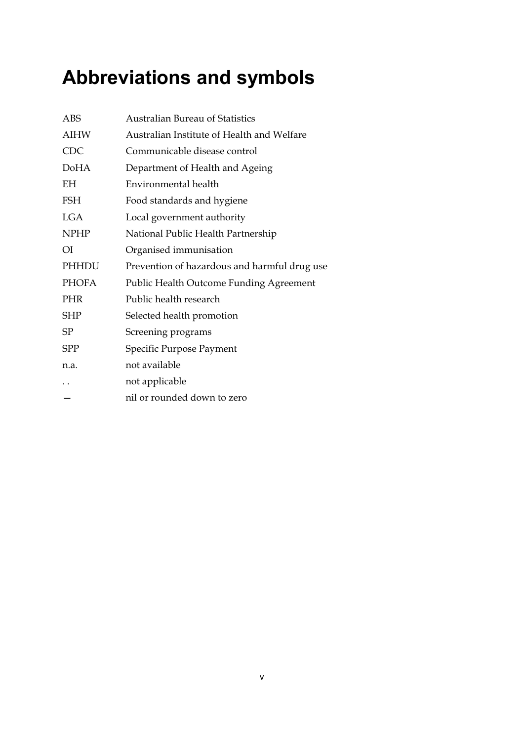# Abbreviations and symbols

| | |
|---|---|
| ABS | Australian Bureau of Statistics |
| AIHW | Australian Institute of Health and Welfare |
| CDC | Communicable disease control |
| DoHA | Department of Health and Ageing |
| EH | Environmental health |
| FSH | Food standards and hygiene |
| LGA | Local government authority |
| NPHP | National Public Health Partnership |
| OI | Organised immunisation |
| PHHDU | Prevention of hazardous and harmful drug use |
| PHOFA | Public Health Outcome Funding Agreement |
| PHR | Public health research |
| SHP | Selected health promotion |
| SP | Screening programs |
| SPP | Specific Purpose Payment |
| n.a. | not available |
| . . | not applicable |
| — | nil or rounded down to zero |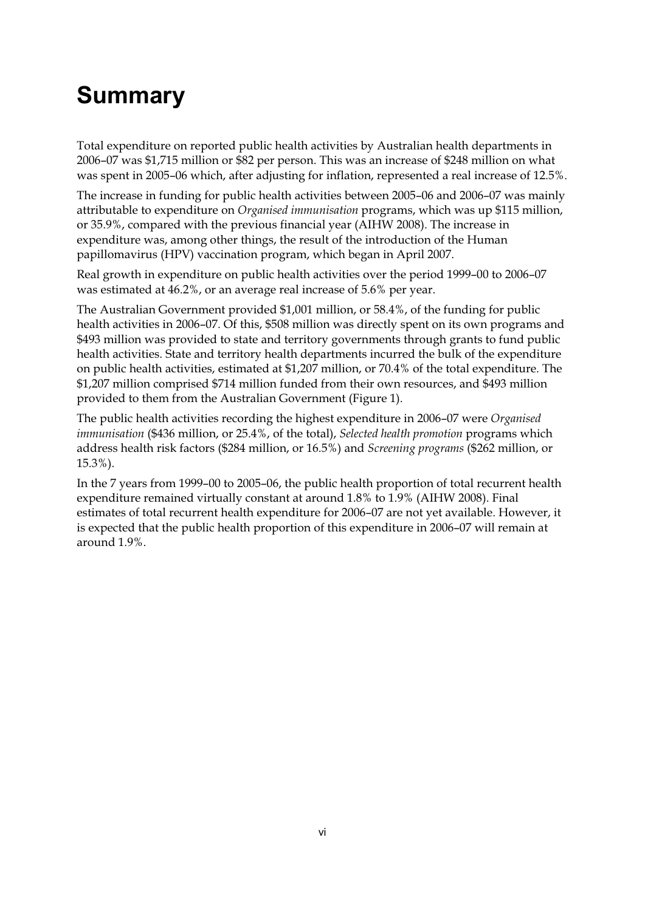# Summary

Total expenditure on reported public health activities by Australian health departments in 2006–07 was $1,715 million or $82 per person. This was an increase of $248 million on what was spent in 2005–06 which, after adjusting for inflation, represented a real increase of 12.5%.

The increase in funding for public health activities between 2005–06 and 2006–07 was mainly attributable to expenditure on *Organised immunisation* programs, which was up $115 million, or 35.9%, compared with the previous financial year (AIHW 2008). The increase in expenditure was, among other things, the result of the introduction of the Human papillomavirus (HPV) vaccination program, which began in April 2007.

Real growth in expenditure on public health activities over the period 1999–00 to 2006–07 was estimated at 46.2%, or an average real increase of 5.6% per year.

The Australian Government provided $1,001 million, or 58.4%, of the funding for public health activities in 2006–07. Of this, $508 million was directly spent on its own programs and $493 million was provided to state and territory governments through grants to fund public health activities. State and territory health departments incurred the bulk of the expenditure on public health activities, estimated at $1,207 million, or 70.4% of the total expenditure. The $1,207 million comprised $714 million funded from their own resources, and $493 million provided to them from the Australian Government (Figure 1).

The public health activities recording the highest expenditure in 2006–07 were *Organised immunisation* ($436 million, or 25.4%, of the total), *Selected health promotion* programs which address health risk factors ($284 million, or 16.5%) and *Screening programs* ($262 million, or 15.3%).

In the 7 years from 1999–00 to 2005–06, the public health proportion of total recurrent health expenditure remained virtually constant at around 1.8% to 1.9% (AIHW 2008). Final estimates of total recurrent health expenditure for 2006–07 are not yet available. However, it is expected that the public health proportion of this expenditure in 2006–07 will remain at around 1.9%.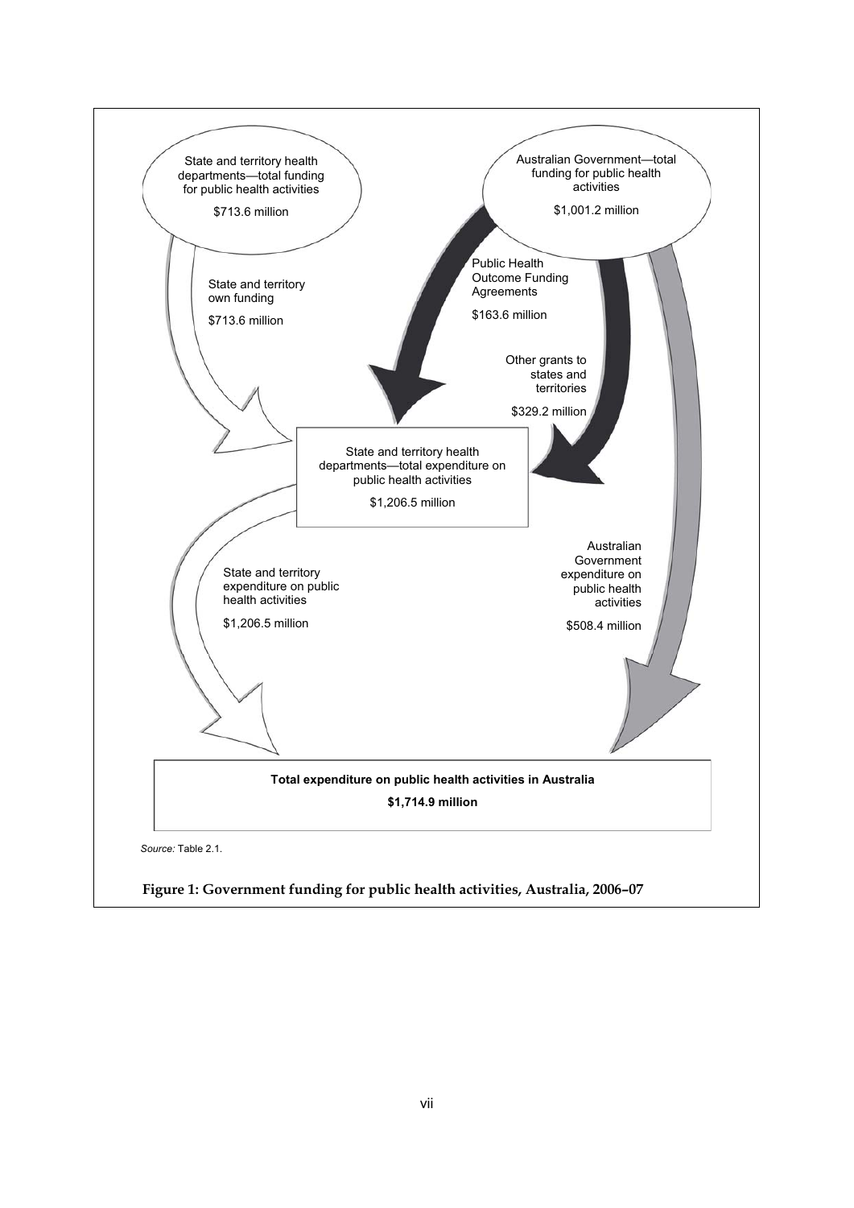State and territory health departments—total funding for public health activities

$713.6 million

Australian Government—total funding for public health activities

$1,001.2 million

State and territory own funding

$713.6 million

Public Health Outcome Funding Agreements

$163.6 million

Other grants to states and territories

$329.2 million

State and territory health departments—total expenditure on public health activities

$1,206.5 million

State and territory expenditure on public health activities

$1,206.5 million

Australian Government expenditure on public health activities

$508.4 million

**Total expenditure on public health activities in Australia**

**$1,714.9 million**

*Source:* Table 2.1.

**Figure 1: Government funding for public health activities, Australia, 2006–07**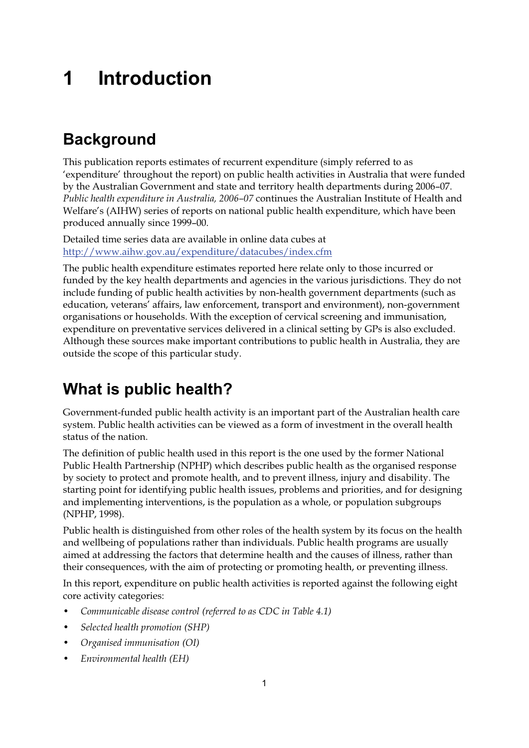# 1 Introduction

## Background

This publication reports estimates of recurrent expenditure (simply referred to as 'expenditure' throughout the report) on public health activities in Australia that were funded by the Australian Government and state and territory health departments during 2006–07. *Public health expenditure in Australia, 2006–07* continues the Australian Institute of Health and Welfare's (AIHW) series of reports on national public health expenditure, which have been produced annually since 1999–00.

Detailed time series data are available in online data cubes at http://www.aihw.gov.au/expenditure/datacubes/index.cfm

The public health expenditure estimates reported here relate only to those incurred or funded by the key health departments and agencies in the various jurisdictions. They do not include funding of public health activities by non-health government departments (such as education, veterans' affairs, law enforcement, transport and environment), non-government organisations or households. With the exception of cervical screening and immunisation, expenditure on preventative services delivered in a clinical setting by GPs is also excluded. Although these sources make important contributions to public health in Australia, they are outside the scope of this particular study.

## What is public health?

Government-funded public health activity is an important part of the Australian health care system. Public health activities can be viewed as a form of investment in the overall health status of the nation.

The definition of public health used in this report is the one used by the former National Public Health Partnership (NPHP) which describes public health as the organised response by society to protect and promote health, and to prevent illness, injury and disability. The starting point for identifying public health issues, problems and priorities, and for designing and implementing interventions, is the population as a whole, or population subgroups (NPHP, 1998).

Public health is distinguished from other roles of the health system by its focus on the health and wellbeing of populations rather than individuals. Public health programs are usually aimed at addressing the factors that determine health and the causes of illness, rather than their consequences, with the aim of protecting or promoting health, or preventing illness.

In this report, expenditure on public health activities is reported against the following eight core activity categories:

- *Communicable disease control (referred to as CDC in Table 4.1)*
- *Selected health promotion (SHP)*
- *Organised immunisation (OI)*
- *Environmental health (EH)*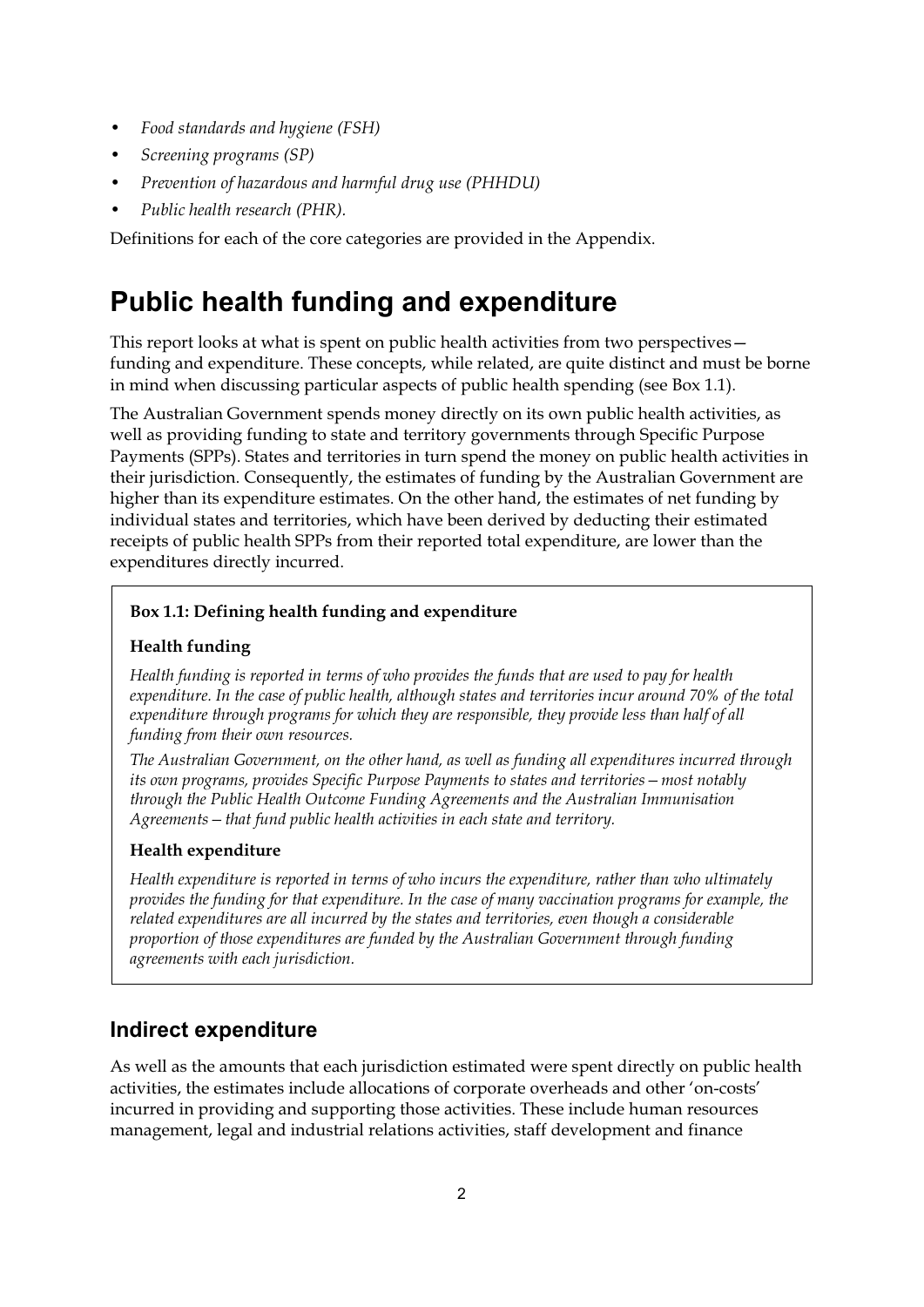- *Food standards and hygiene (FSH)*
- *Screening programs (SP)*
- *Prevention of hazardous and harmful drug use (PHHDU)*
- *Public health research (PHR).*

Definitions for each of the core categories are provided in the Appendix.

# Public health funding and expenditure

This report looks at what is spent on public health activities from two perspectives—funding and expenditure. These concepts, while related, are quite distinct and must be borne in mind when discussing particular aspects of public health spending (see Box 1.1).

The Australian Government spends money directly on its own public health activities, as well as providing funding to state and territory governments through Specific Purpose Payments (SPPs). States and territories in turn spend the money on public health activities in their jurisdiction. Consequently, the estimates of funding by the Australian Government are higher than its expenditure estimates. On the other hand, the estimates of net funding by individual states and territories, which have been derived by deducting their estimated receipts of public health SPPs from their reported total expenditure, are lower than the expenditures directly incurred.

> **Box 1.1: Defining health funding and expenditure**
>
> **Health funding**
>
> *Health funding is reported in terms of who provides the funds that are used to pay for health expenditure. In the case of public health, although states and territories incur around 70% of the total expenditure through programs for which they are responsible, they provide less than half of all funding from their own resources.*
>
> *The Australian Government, on the other hand, as well as funding all expenditures incurred through its own programs, provides Specific Purpose Payments to states and territories—most notably through the Public Health Outcome Funding Agreements and the Australian Immunisation Agreements—that fund public health activities in each state and territory.*
>
> **Health expenditure**
>
> *Health expenditure is reported in terms of who incurs the expenditure, rather than who ultimately provides the funding for that expenditure. In the case of many vaccination programs for example, the related expenditures are all incurred by the states and territories, even though a considerable proportion of those expenditures are funded by the Australian Government through funding agreements with each jurisdiction.*

## Indirect expenditure

As well as the amounts that each jurisdiction estimated were spent directly on public health activities, the estimates include allocations of corporate overheads and other 'on-costs' incurred in providing and supporting those activities. These include human resources management, legal and industrial relations activities, staff development and finance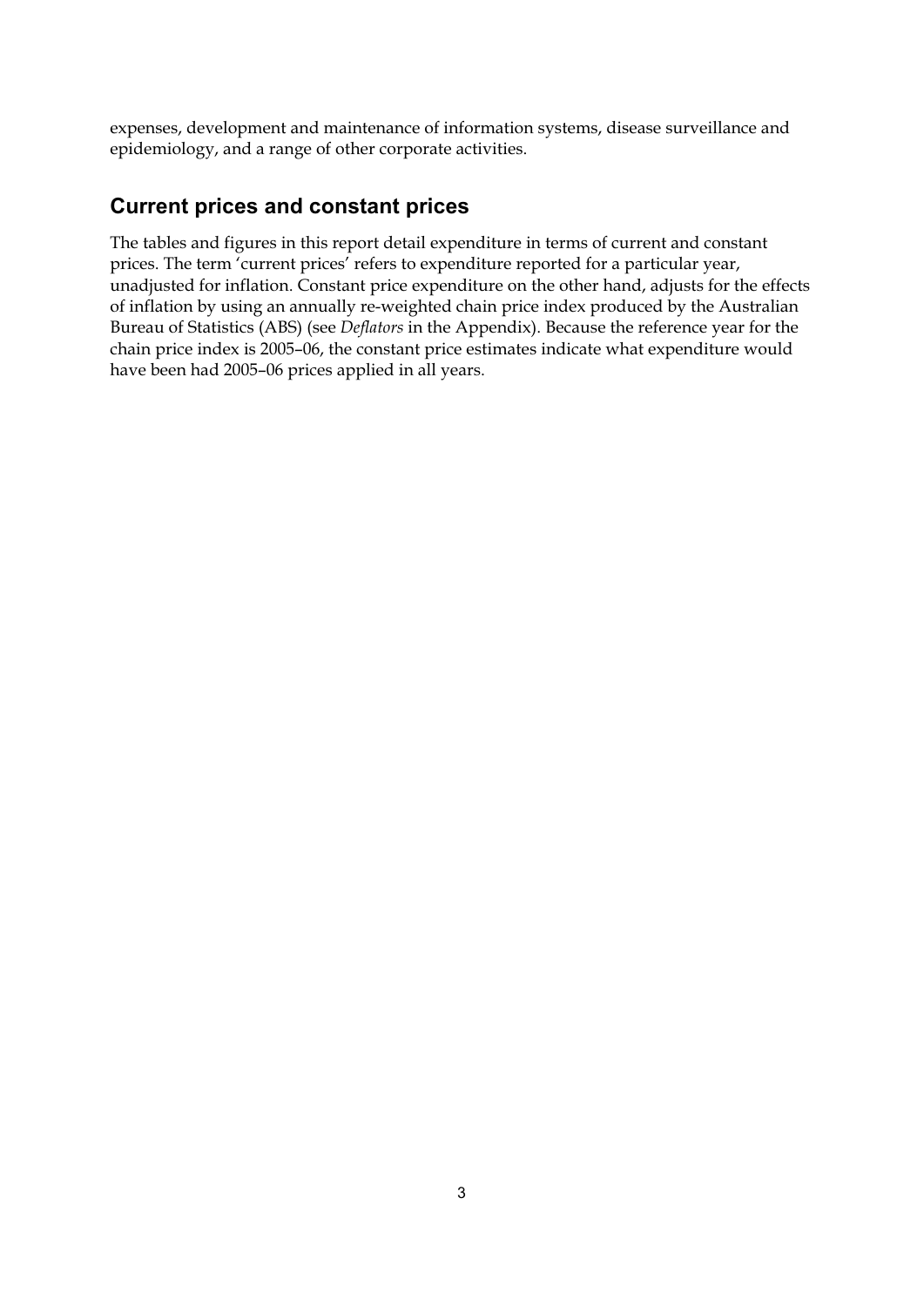expenses, development and maintenance of information systems, disease surveillance and epidemiology, and a range of other corporate activities.

## Current prices and constant prices

The tables and figures in this report detail expenditure in terms of current and constant prices. The term 'current prices' refers to expenditure reported for a particular year, unadjusted for inflation. Constant price expenditure on the other hand, adjusts for the effects of inflation by using an annually re-weighted chain price index produced by the Australian Bureau of Statistics (ABS) (see *Deflators* in the Appendix). Because the reference year for the chain price index is 2005–06, the constant price estimates indicate what expenditure would have been had 2005–06 prices applied in all years.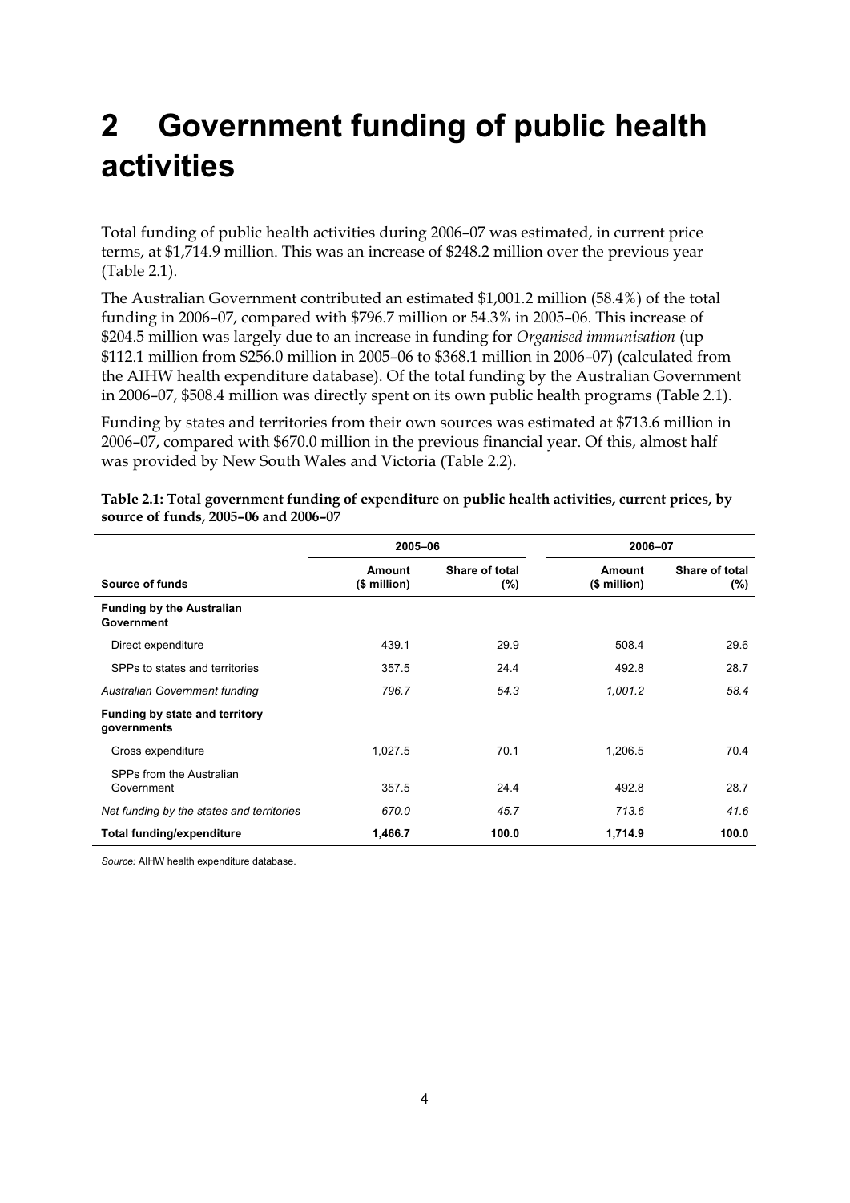# 2 Government funding of public health activities

Total funding of public health activities during 2006–07 was estimated, in current price terms, at $1,714.9 million. This was an increase of $248.2 million over the previous year (Table 2.1).

The Australian Government contributed an estimated $1,001.2 million (58.4%) of the total funding in 2006–07, compared with $796.7 million or 54.3% in 2005–06. This increase of $204.5 million was largely due to an increase in funding for *Organised immunisation* (up $112.1 million from $256.0 million in 2005–06 to $368.1 million in 2006–07) (calculated from the AIHW health expenditure database). Of the total funding by the Australian Government in 2006–07, $508.4 million was directly spent on its own public health programs (Table 2.1).

Funding by states and territories from their own sources was estimated at $713.6 million in 2006–07, compared with $670.0 million in the previous financial year. Of this, almost half was provided by New South Wales and Victoria (Table 2.2).

**Table 2.1: Total government funding of expenditure on public health activities, current prices, by source of funds, 2005–06 and 2006–07**

| | 2005–06 | | 2006–07 | |
|---|---|---|---|---|
| **Source of funds** | **Amount ($ million)** | **Share of total (%)** | **Amount ($ million)** | **Share of total (%)** |
| **Funding by the Australian Government** | | | | |
| Direct expenditure | 439.1 | 29.9 | 508.4 | 29.6 |
| SPPs to states and territories | 357.5 | 24.4 | 492.8 | 28.7 |
| *Australian Government funding* | *796.7* | *54.3* | *1,001.2* | *58.4* |
| **Funding by state and territory governments** | | | | |
| Gross expenditure | 1,027.5 | 70.1 | 1,206.5 | 70.4 |
| SPPs from the Australian Government | 357.5 | 24.4 | 492.8 | 28.7 |
| *Net funding by the states and territories* | *670.0* | *45.7* | *713.6* | *41.6* |
| **Total funding/expenditure** | **1,466.7** | **100.0** | **1,714.9** | **100.0** |

*Source:* AIHW health expenditure database.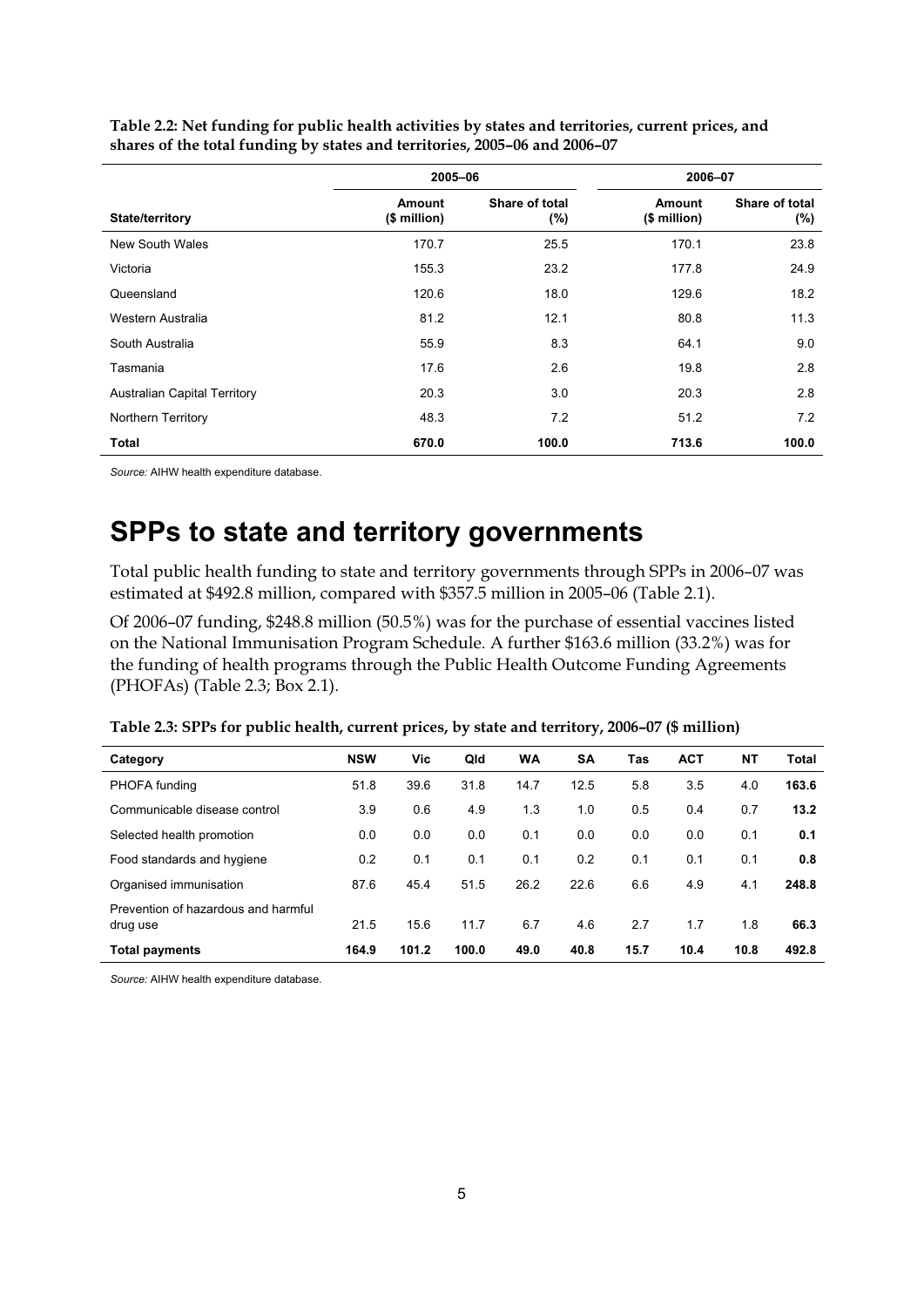**Table 2.2: Net funding for public health activities by states and territories, current prices, and shares of the total funding by states and territories, 2005–06 and 2006–07**

| | 2005–06 | | 2006–07 | |
|---|---|---|---|---|
| **State/territory** | **Amount ($ million)** | **Share of total (%)** | **Amount ($ million)** | **Share of total (%)** |
| New South Wales | 170.7 | 25.5 | 170.1 | 23.8 |
| Victoria | 155.3 | 23.2 | 177.8 | 24.9 |
| Queensland | 120.6 | 18.0 | 129.6 | 18.2 |
| Western Australia | 81.2 | 12.1 | 80.8 | 11.3 |
| South Australia | 55.9 | 8.3 | 64.1 | 9.0 |
| Tasmania | 17.6 | 2.6 | 19.8 | 2.8 |
| Australian Capital Territory | 20.3 | 3.0 | 20.3 | 2.8 |
| Northern Territory | 48.3 | 7.2 | 51.2 | 7.2 |
| **Total** | **670.0** | **100.0** | **713.6** | **100.0** |

*Source:* AIHW health expenditure database.

# SPPs to state and territory governments

Total public health funding to state and territory governments through SPPs in 2006–07 was estimated at $492.8 million, compared with $357.5 million in 2005–06 (Table 2.1).

Of 2006–07 funding, $248.8 million (50.5%) was for the purchase of essential vaccines listed on the National Immunisation Program Schedule. A further $163.6 million (33.2%) was for the funding of health programs through the Public Health Outcome Funding Agreements (PHOFAs) (Table 2.3; Box 2.1).

**Table 2.3: SPPs for public health, current prices, by state and territory, 2006–07 ($ million)**

| Category | NSW | Vic | Qld | WA | SA | Tas | ACT | NT | Total |
|---|---|---|---|---|---|---|---|---|---|
| PHOFA funding | 51.8 | 39.6 | 31.8 | 14.7 | 12.5 | 5.8 | 3.5 | 4.0 | **163.6** |
| Communicable disease control | 3.9 | 0.6 | 4.9 | 1.3 | 1.0 | 0.5 | 0.4 | 0.7 | **13.2** |
| Selected health promotion | 0.0 | 0.0 | 0.0 | 0.1 | 0.0 | 0.0 | 0.0 | 0.1 | **0.1** |
| Food standards and hygiene | 0.2 | 0.1 | 0.1 | 0.1 | 0.2 | 0.1 | 0.1 | 0.1 | **0.8** |
| Organised immunisation | 87.6 | 45.4 | 51.5 | 26.2 | 22.6 | 6.6 | 4.9 | 4.1 | **248.8** |
| Prevention of hazardous and harmful drug use | 21.5 | 15.6 | 11.7 | 6.7 | 4.6 | 2.7 | 1.7 | 1.8 | **66.3** |
| **Total payments** | **164.9** | **101.2** | **100.0** | **49.0** | **40.8** | **15.7** | **10.4** | **10.8** | **492.8** |

*Source:* AIHW health expenditure database.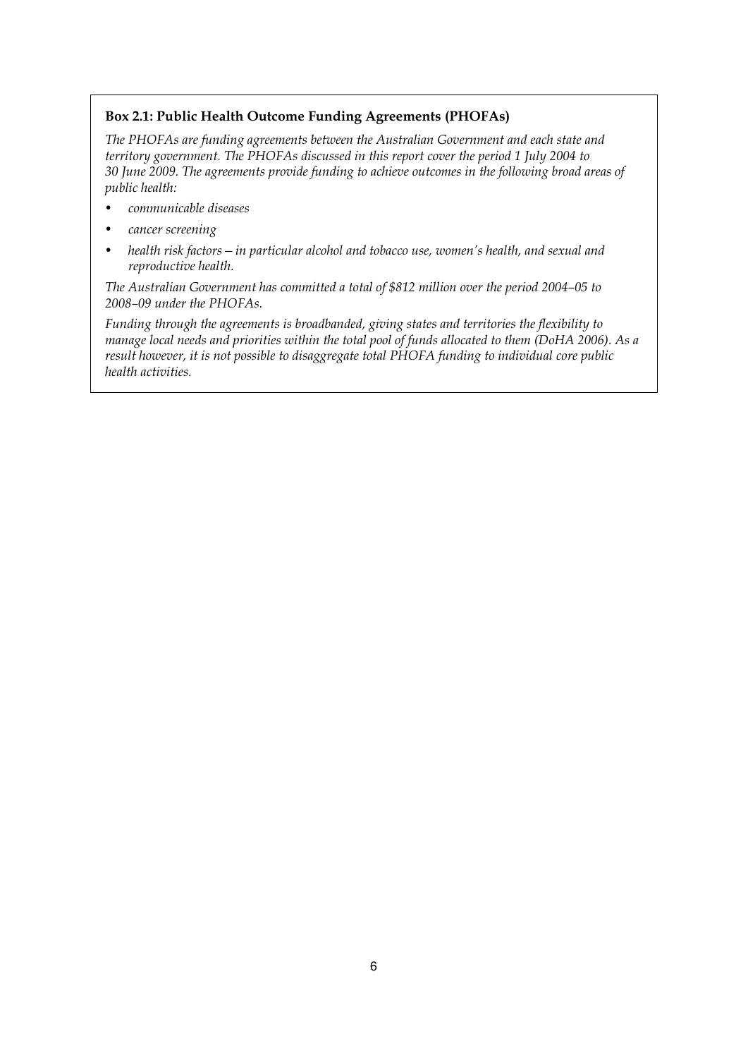**Box 2.1: Public Health Outcome Funding Agreements (PHOFAs)**

*The PHOFAs are funding agreements between the Australian Government and each state and territory government. The PHOFAs discussed in this report cover the period 1 July 2004 to 30 June 2009. The agreements provide funding to achieve outcomes in the following broad areas of public health:*

- *communicable diseases*
- *cancer screening*
- *health risk factors—in particular alcohol and tobacco use, women's health, and sexual and reproductive health.*

*The Australian Government has committed a total of $812 million over the period 2004–05 to 2008–09 under the PHOFAs.*

*Funding through the agreements is broadbanded, giving states and territories the flexibility to manage local needs and priorities within the total pool of funds allocated to them (DoHA 2006). As a result however, it is not possible to disaggregate total PHOFA funding to individual core public health activities.*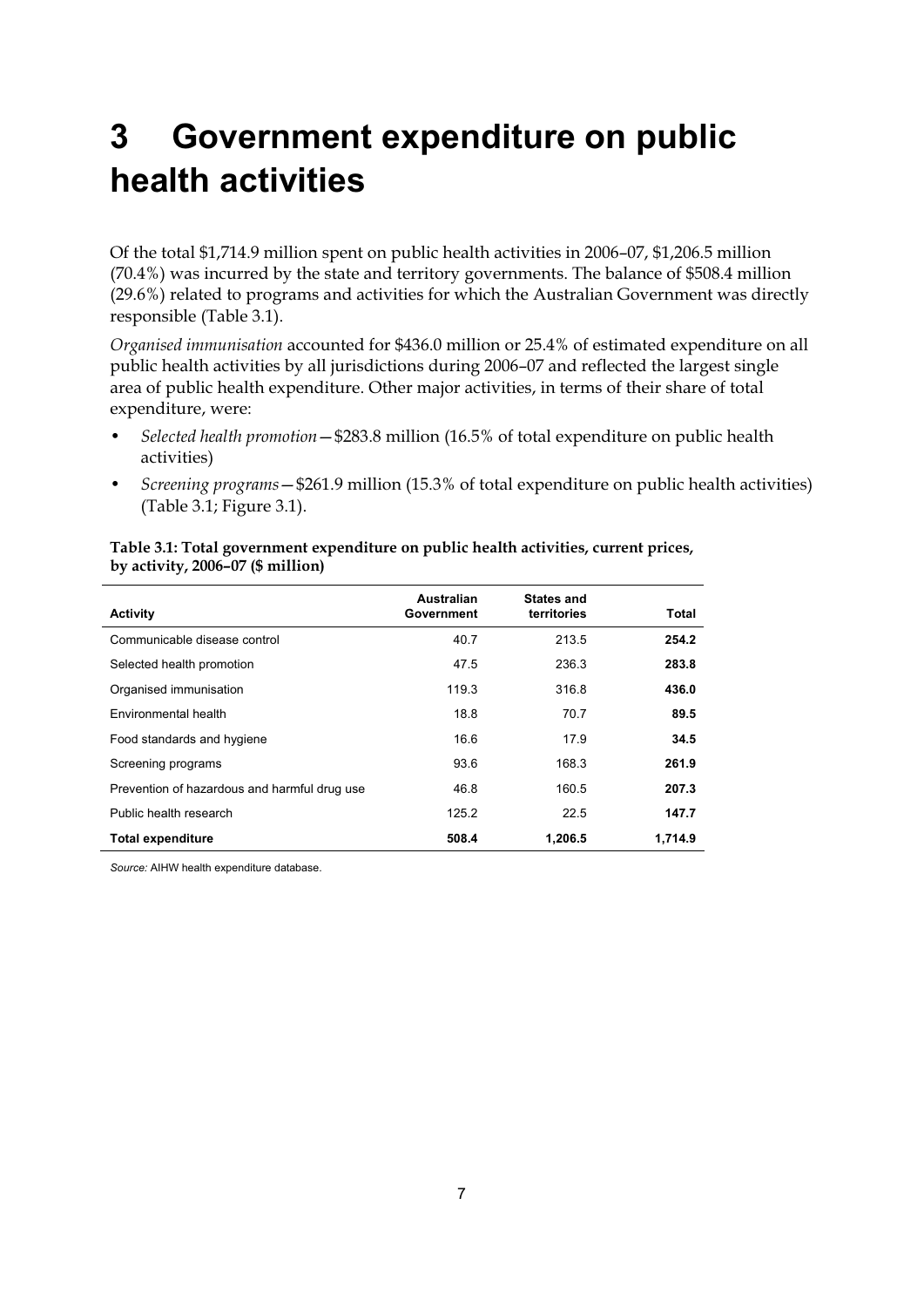# 3 Government expenditure on public health activities

Of the total $1,714.9 million spent on public health activities in 2006–07, $1,206.5 million (70.4%) was incurred by the state and territory governments. The balance of $508.4 million (29.6%) related to programs and activities for which the Australian Government was directly responsible (Table 3.1).

*Organised immunisation* accounted for $436.0 million or 25.4% of estimated expenditure on all public health activities by all jurisdictions during 2006–07 and reflected the largest single area of public health expenditure. Other major activities, in terms of their share of total expenditure, were:

- *Selected health promotion*—$283.8 million (16.5% of total expenditure on public health activities)
- *Screening programs*—$261.9 million (15.3% of total expenditure on public health activities) (Table 3.1; Figure 3.1).

**Table 3.1: Total government expenditure on public health activities, current prices, by activity, 2006–07 ($ million)**

| Activity | Australian Government | States and territories | Total |
|---|---|---|---|
| Communicable disease control | 40.7 | 213.5 | **254.2** |
| Selected health promotion | 47.5 | 236.3 | **283.8** |
| Organised immunisation | 119.3 | 316.8 | **436.0** |
| Environmental health | 18.8 | 70.7 | **89.5** |
| Food standards and hygiene | 16.6 | 17.9 | **34.5** |
| Screening programs | 93.6 | 168.3 | **261.9** |
| Prevention of hazardous and harmful drug use | 46.8 | 160.5 | **207.3** |
| Public health research | 125.2 | 22.5 | **147.7** |
| **Total expenditure** | **508.4** | **1,206.5** | **1,714.9** |

*Source:* AIHW health expenditure database.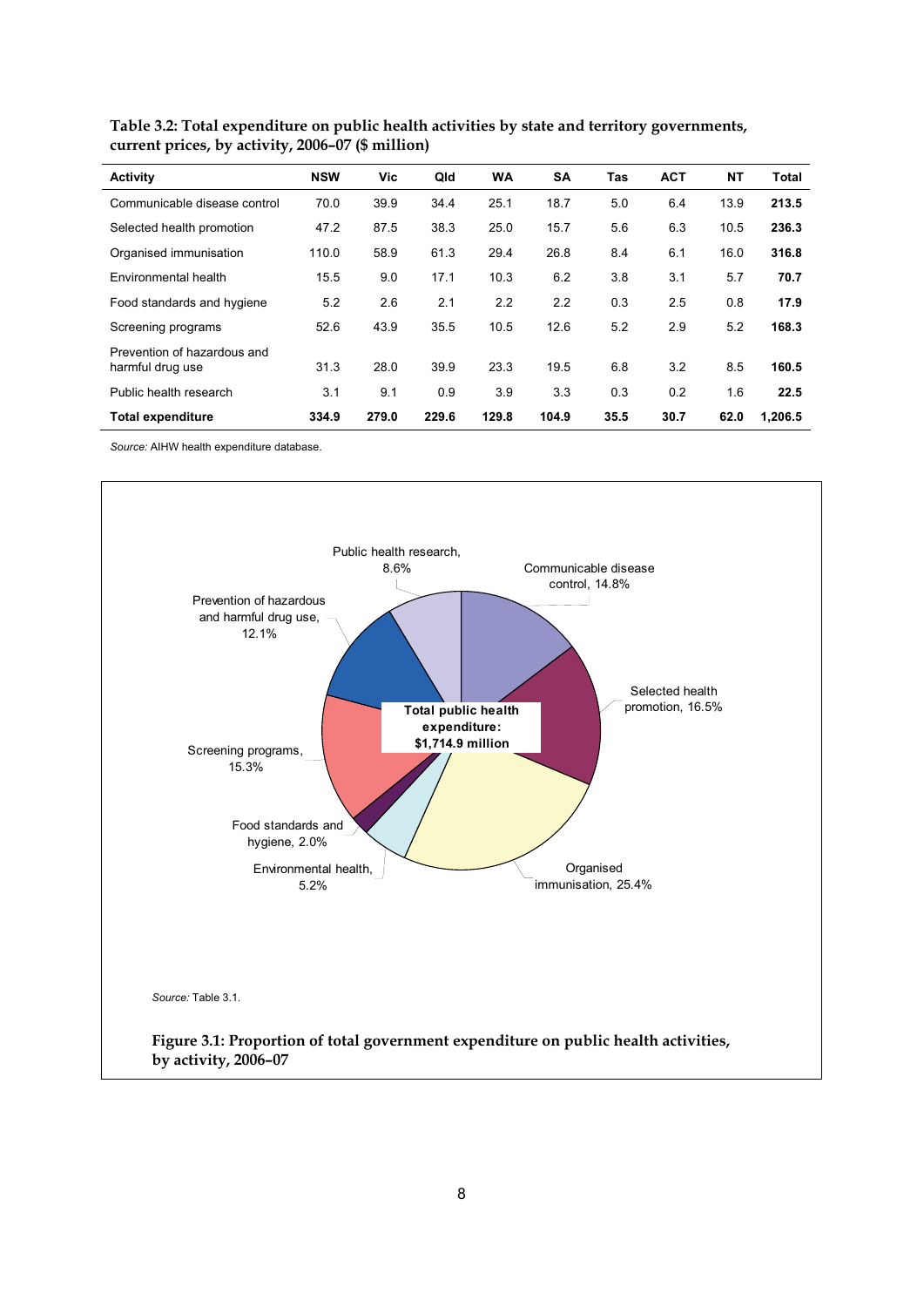**Table 3.2: Total expenditure on public health activities by state and territory governments, current prices, by activity, 2006–07 ($ million)**

| Activity | NSW | Vic | Qld | WA | SA | Tas | ACT | NT | Total |
|---|---|---|---|---|---|---|---|---|---|
| Communicable disease control | 70.0 | 39.9 | 34.4 | 25.1 | 18.7 | 5.0 | 6.4 | 13.9 | **213.5** |
| Selected health promotion | 47.2 | 87.5 | 38.3 | 25.0 | 15.7 | 5.6 | 6.3 | 10.5 | **236.3** |
| Organised immunisation | 110.0 | 58.9 | 61.3 | 29.4 | 26.8 | 8.4 | 6.1 | 16.0 | **316.8** |
| Environmental health | 15.5 | 9.0 | 17.1 | 10.3 | 6.2 | 3.8 | 3.1 | 5.7 | **70.7** |
| Food standards and hygiene | 5.2 | 2.6 | 2.1 | 2.2 | 2.2 | 0.3 | 2.5 | 0.8 | **17.9** |
| Screening programs | 52.6 | 43.9 | 35.5 | 10.5 | 12.6 | 5.2 | 2.9 | 5.2 | **168.3** |
| Prevention of hazardous and harmful drug use | 31.3 | 28.0 | 39.9 | 23.3 | 19.5 | 6.8 | 3.2 | 8.5 | **160.5** |
| Public health research | 3.1 | 9.1 | 0.9 | 3.9 | 3.3 | 0.3 | 0.2 | 1.6 | **22.5** |
| **Total expenditure** | **334.9** | **279.0** | **229.6** | **129.8** | **104.9** | **35.5** | **30.7** | **62.0** | **1,206.5** |

*Source:* AIHW health expenditure database.

*Source:* Table 3.1.

**Figure 3.1: Proportion of total government expenditure on public health activities, by activity, 2006–07**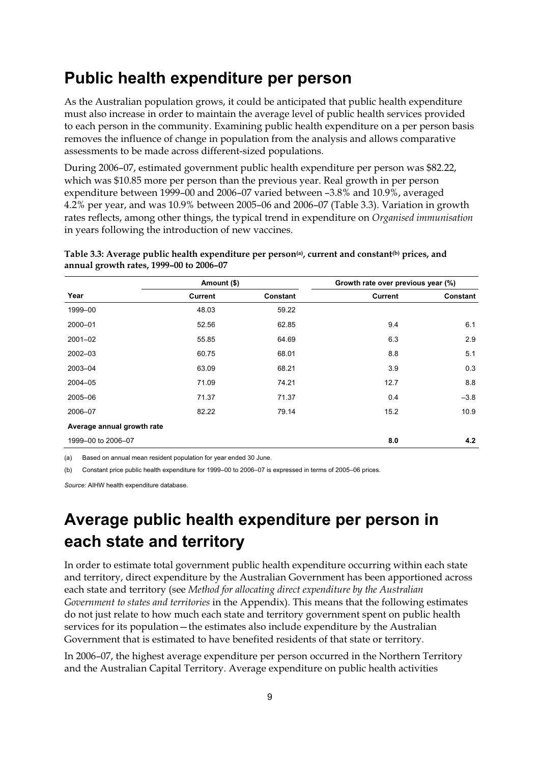## Public health expenditure per person

As the Australian population grows, it could be anticipated that public health expenditure must also increase in order to maintain the average level of public health services provided to each person in the community. Examining public health expenditure on a per person basis removes the influence of change in population from the analysis and allows comparative assessments to be made across different-sized populations.

During 2006–07, estimated government public health expenditure per person was $82.22, which was $10.85 more per person than the previous year. Real growth in per person expenditure between 1999–00 and 2006–07 varied between –3.8% and 10.9%, averaged 4.2% per year, and was 10.9% between 2005–06 and 2006–07 (Table 3.3). Variation in growth rates reflects, among other things, the typical trend in expenditure on *Organised immunisation* in years following the introduction of new vaccines.

**Table 3.3: Average public health expenditure per person[(a)], current and constant[(b)] prices, and annual growth rates, 1999–00 to 2006–07**

| | Amount ($) | | Growth rate over previous year (%) | |
|---|---|---|---|---|
| Year | Current | Constant | Current | Constant |
| 1999–00 | 48.03 | 59.22 | | |
| 2000–01 | 52.56 | 62.85 | 9.4 | 6.1 |
| 2001–02 | 55.85 | 64.69 | 6.3 | 2.9 |
| 2002–03 | 60.75 | 68.01 | 8.8 | 5.1 |
| 2003–04 | 63.09 | 68.21 | 3.9 | 0.3 |
| 2004–05 | 71.09 | 74.21 | 12.7 | 8.8 |
| 2005–06 | 71.37 | 71.37 | 0.4 | –3.8 |
| 2006–07 | 82.22 | 79.14 | 15.2 | 10.9 |
| **Average annual growth rate** | | | | |
| 1999–00 to 2006–07 | | | **8.0** | **4.2** |

(a) Based on annual mean resident population for year ended 30 June.

(b) Constant price public health expenditure for 1999–00 to 2006–07 is expressed in terms of 2005–06 prices.

*Source:* AIHW health expenditure database.

## Average public health expenditure per person in each state and territory

In order to estimate total government public health expenditure occurring within each state and territory, direct expenditure by the Australian Government has been apportioned across each state and territory (see *Method for allocating direct expenditure by the Australian Government to states and territories* in the Appendix). This means that the following estimates do not just relate to how much each state and territory government spent on public health services for its population—the estimates also include expenditure by the Australian Government that is estimated to have benefited residents of that state or territory.

In 2006–07, the highest average expenditure per person occurred in the Northern Territory and the Australian Capital Territory. Average expenditure on public health activities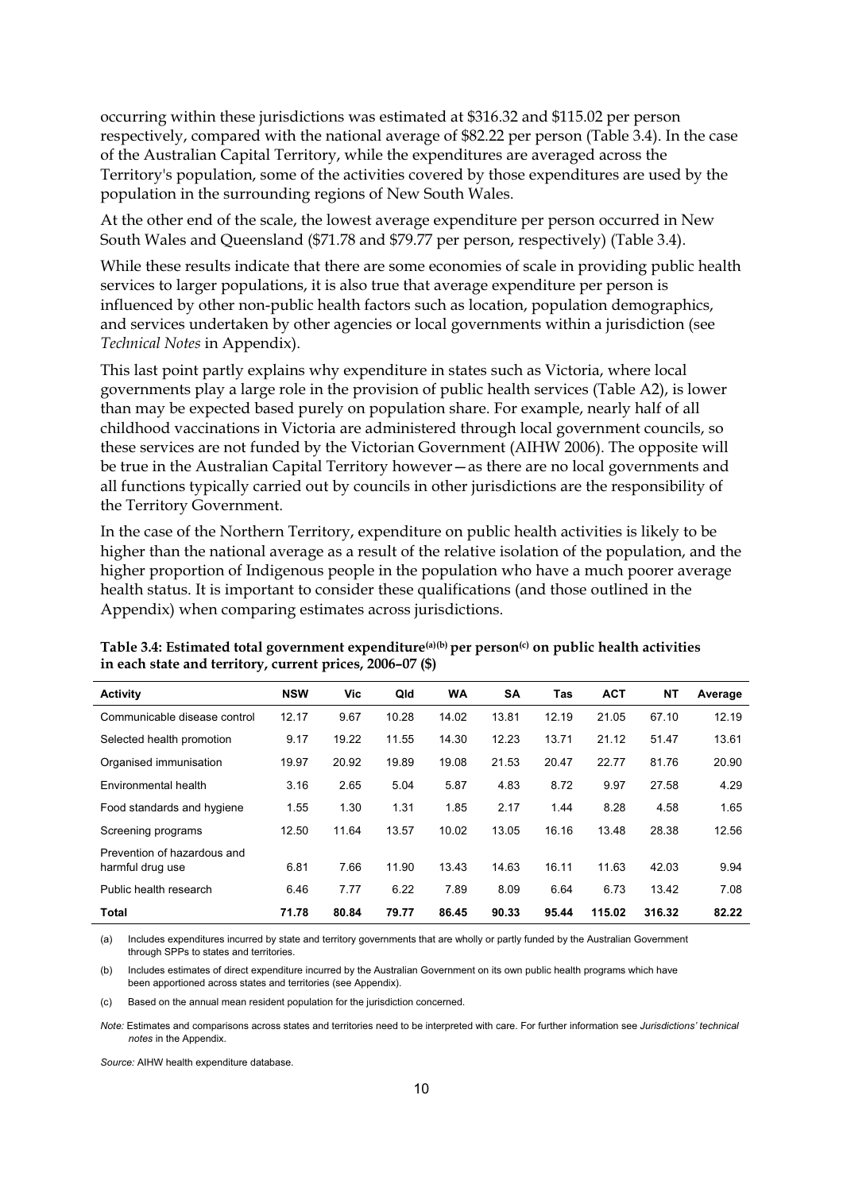occurring within these jurisdictions was estimated at $316.32 and $115.02 per person respectively, compared with the national average of $82.22 per person (Table 3.4). In the case of the Australian Capital Territory, while the expenditures are averaged across the Territory's population, some of the activities covered by those expenditures are used by the population in the surrounding regions of New South Wales.

At the other end of the scale, the lowest average expenditure per person occurred in New South Wales and Queensland ($71.78 and $79.77 per person, respectively) (Table 3.4).

While these results indicate that there are some economies of scale in providing public health services to larger populations, it is also true that average expenditure per person is influenced by other non-public health factors such as location, population demographics, and services undertaken by other agencies or local governments within a jurisdiction (see *Technical Notes* in Appendix).

This last point partly explains why expenditure in states such as Victoria, where local governments play a large role in the provision of public health services (Table A2), is lower than may be expected based purely on population share. For example, nearly half of all childhood vaccinations in Victoria are administered through local government councils, so these services are not funded by the Victorian Government (AIHW 2006). The opposite will be true in the Australian Capital Territory however—as there are no local governments and all functions typically carried out by councils in other jurisdictions are the responsibility of the Territory Government.

In the case of the Northern Territory, expenditure on public health activities is likely to be higher than the national average as a result of the relative isolation of the population, and the higher proportion of Indigenous people in the population who have a much poorer average health status. It is important to consider these qualifications (and those outlined in the Appendix) when comparing estimates across jurisdictions.

**Table 3.4: Estimated total government expenditure[(a)(b)] per person[(c)] on public health activities in each state and territory, current prices, 2006–07 ($)**

| Activity | NSW | Vic | Qld | WA | SA | Tas | ACT | NT | Average |
|---|---|---|---|---|---|---|---|---|---|
| Communicable disease control | 12.17 | 9.67 | 10.28 | 14.02 | 13.81 | 12.19 | 21.05 | 67.10 | 12.19 |
| Selected health promotion | 9.17 | 19.22 | 11.55 | 14.30 | 12.23 | 13.71 | 21.12 | 51.47 | 13.61 |
| Organised immunisation | 19.97 | 20.92 | 19.89 | 19.08 | 21.53 | 20.47 | 22.77 | 81.76 | 20.90 |
| Environmental health | 3.16 | 2.65 | 5.04 | 5.87 | 4.83 | 8.72 | 9.97 | 27.58 | 4.29 |
| Food standards and hygiene | 1.55 | 1.30 | 1.31 | 1.85 | 2.17 | 1.44 | 8.28 | 4.58 | 1.65 |
| Screening programs | 12.50 | 11.64 | 13.57 | 10.02 | 13.05 | 16.16 | 13.48 | 28.38 | 12.56 |
| Prevention of hazardous and harmful drug use | 6.81 | 7.66 | 11.90 | 13.43 | 14.63 | 16.11 | 11.63 | 42.03 | 9.94 |
| Public health research | 6.46 | 7.77 | 6.22 | 7.89 | 8.09 | 6.64 | 6.73 | 13.42 | 7.08 |
| **Total** | **71.78** | **80.84** | **79.77** | **86.45** | **90.33** | **95.44** | **115.02** | **316.32** | **82.22** |

(a) Includes expenditures incurred by state and territory governments that are wholly or partly funded by the Australian Government through SPPs to states and territories.

(b) Includes estimates of direct expenditure incurred by the Australian Government on its own public health programs which have been apportioned across states and territories (see Appendix).

(c) Based on the annual mean resident population for the jurisdiction concerned.

*Note:* Estimates and comparisons across states and territories need to be interpreted with care. For further information see *Jurisdictions' technical notes* in the Appendix.

*Source:* AIHW health expenditure database.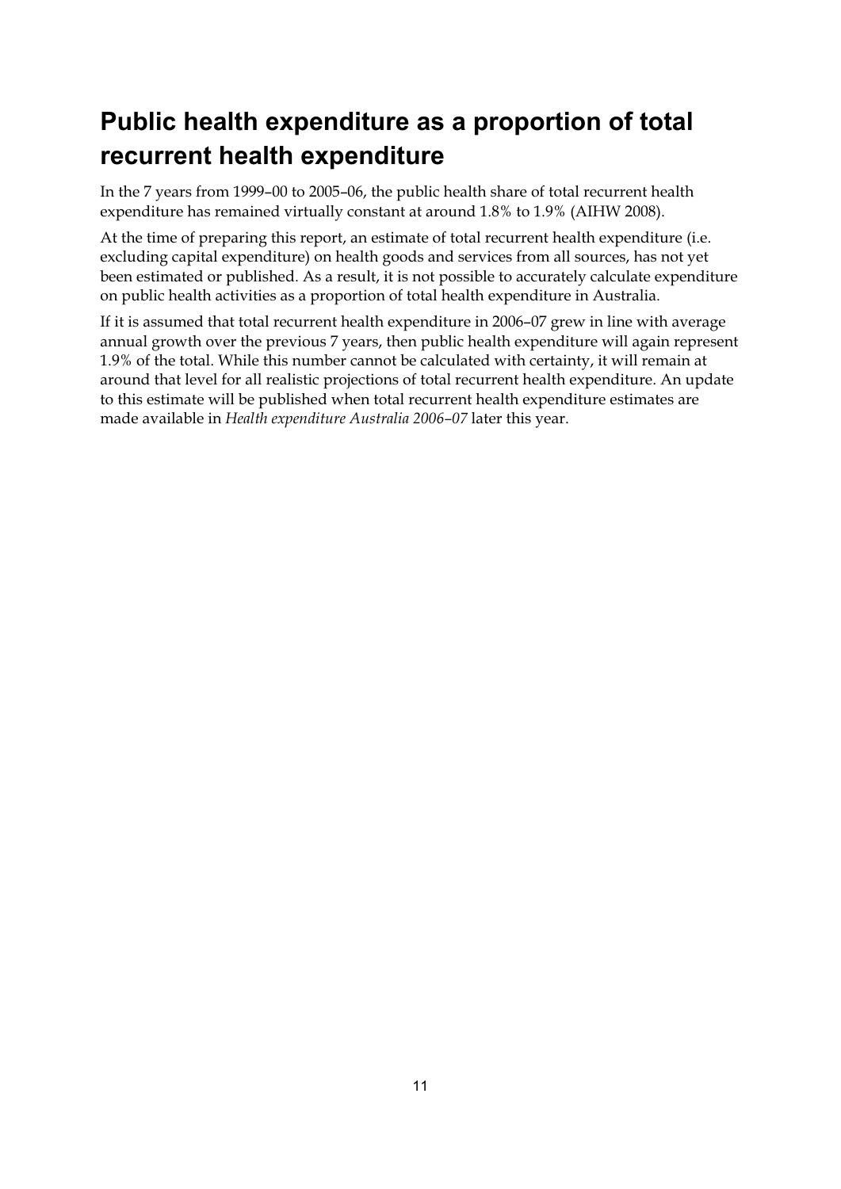## Public health expenditure as a proportion of total recurrent health expenditure

In the 7 years from 1999–00 to 2005–06, the public health share of total recurrent health expenditure has remained virtually constant at around 1.8% to 1.9% (AIHW 2008).

At the time of preparing this report, an estimate of total recurrent health expenditure (i.e. excluding capital expenditure) on health goods and services from all sources, has not yet been estimated or published. As a result, it is not possible to accurately calculate expenditure on public health activities as a proportion of total health expenditure in Australia.

If it is assumed that total recurrent health expenditure in 2006–07 grew in line with average annual growth over the previous 7 years, then public health expenditure will again represent 1.9% of the total. While this number cannot be calculated with certainty, it will remain at around that level for all realistic projections of total recurrent health expenditure. An update to this estimate will be published when total recurrent health expenditure estimates are made available in *Health expenditure Australia 2006–07* later this year.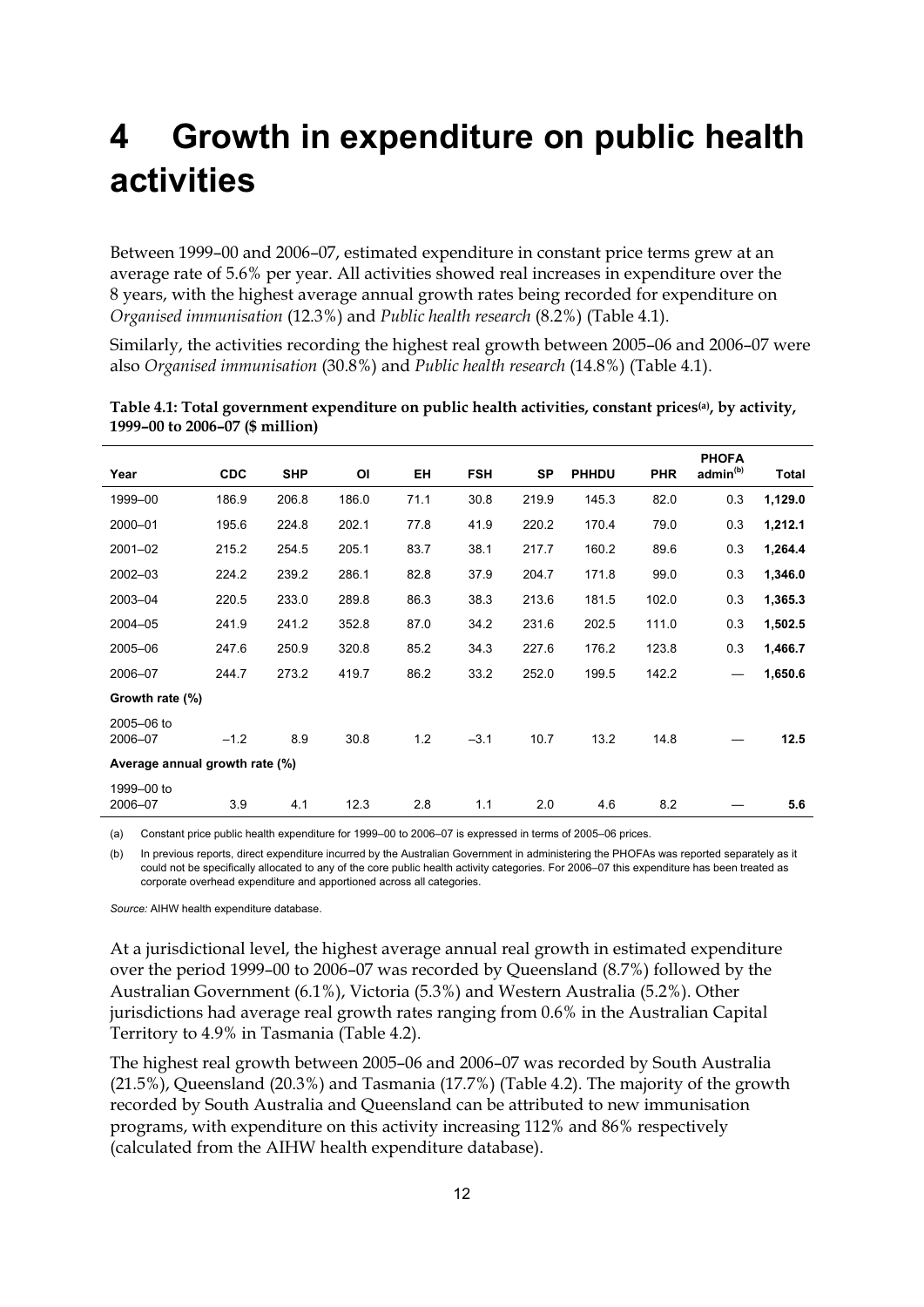# 4 Growth in expenditure on public health activities

Between 1999–00 and 2006–07, estimated expenditure in constant price terms grew at an average rate of 5.6% per year. All activities showed real increases in expenditure over the 8 years, with the highest average annual growth rates being recorded for expenditure on *Organised immunisation* (12.3%) and *Public health research* (8.2%) (Table 4.1).

Similarly, the activities recording the highest real growth between 2005–06 and 2006–07 were also *Organised immunisation* (30.8%) and *Public health research* (14.8%) (Table 4.1).

**Table 4.1: Total government expenditure on public health activities, constant prices[(a)], by activity, 1999–00 to 2006–07 ($ million)**

| Year | CDC | SHP | OI | EH | FSH | SP | PHHDU | PHR | PHOFA admin[(b)] | Total |
|---|---|---|---|---|---|---|---|---|---|---|
| 1999–00 | 186.9 | 206.8 | 186.0 | 71.1 | 30.8 | 219.9 | 145.3 | 82.0 | 0.3 | **1,129.0** |
| 2000–01 | 195.6 | 224.8 | 202.1 | 77.8 | 41.9 | 220.2 | 170.4 | 79.0 | 0.3 | **1,212.1** |
| 2001–02 | 215.2 | 254.5 | 205.1 | 83.7 | 38.1 | 217.7 | 160.2 | 89.6 | 0.3 | **1,264.4** |
| 2002–03 | 224.2 | 239.2 | 286.1 | 82.8 | 37.9 | 204.7 | 171.8 | 99.0 | 0.3 | **1,346.0** |
| 2003–04 | 220.5 | 233.0 | 289.8 | 86.3 | 38.3 | 213.6 | 181.5 | 102.0 | 0.3 | **1,365.3** |
| 2004–05 | 241.9 | 241.2 | 352.8 | 87.0 | 34.2 | 231.6 | 202.5 | 111.0 | 0.3 | **1,502.5** |
| 2005–06 | 247.6 | 250.9 | 320.8 | 85.2 | 34.3 | 227.6 | 176.2 | 123.8 | 0.3 | **1,466.7** |
| 2006–07 | 244.7 | 273.2 | 419.7 | 86.2 | 33.2 | 252.0 | 199.5 | 142.2 | — | **1,650.6** |
| **Growth rate (%)** | | | | | | | | | | |
| 2005–06 to 2006–07 | –1.2 | 8.9 | 30.8 | 1.2 | –3.1 | 10.7 | 13.2 | 14.8 | — | **12.5** |
| **Average annual growth rate (%)** | | | | | | | | | | |
| 1999–00 to 2006–07 | 3.9 | 4.1 | 12.3 | 2.8 | 1.1 | 2.0 | 4.6 | 8.2 | — | **5.6** |

(a) Constant price public health expenditure for 1999–00 to 2006–07 is expressed in terms of 2005–06 prices.

(b) In previous reports, direct expenditure incurred by the Australian Government in administering the PHOFAs was reported separately as it could not be specifically allocated to any of the core public health activity categories. For 2006–07 this expenditure has been treated as corporate overhead expenditure and apportioned across all categories.

*Source:* AIHW health expenditure database.

At a jurisdictional level, the highest average annual real growth in estimated expenditure over the period 1999–00 to 2006–07 was recorded by Queensland (8.7%) followed by the Australian Government (6.1%), Victoria (5.3%) and Western Australia (5.2%). Other jurisdictions had average real growth rates ranging from 0.6% in the Australian Capital Territory to 4.9% in Tasmania (Table 4.2).

The highest real growth between 2005–06 and 2006–07 was recorded by South Australia (21.5%), Queensland (20.3%) and Tasmania (17.7%) (Table 4.2). The majority of the growth recorded by South Australia and Queensland can be attributed to new immunisation programs, with expenditure on this activity increasing 112% and 86% respectively (calculated from the AIHW health expenditure database).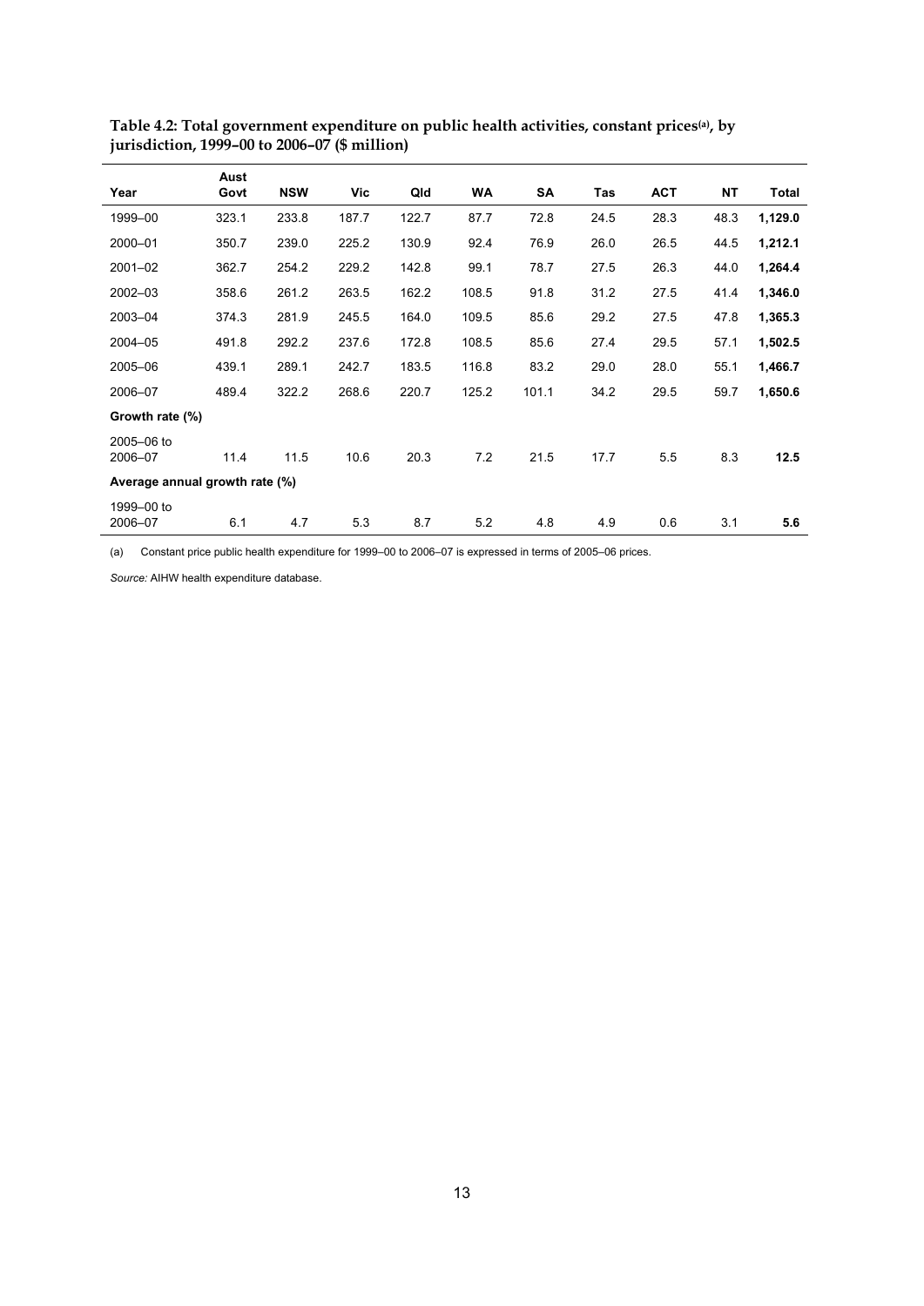**Table 4.2: Total government expenditure on public health activities, constant prices[(a)], by jurisdiction, 1999–00 to 2006–07 ($ million)**

| Year | Aust Govt | NSW | Vic | Qld | WA | SA | Tas | ACT | NT | Total |
|---|---|---|---|---|---|---|---|---|---|---|
| 1999–00 | 323.1 | 233.8 | 187.7 | 122.7 | 87.7 | 72.8 | 24.5 | 28.3 | 48.3 | **1,129.0** |
| 2000–01 | 350.7 | 239.0 | 225.2 | 130.9 | 92.4 | 76.9 | 26.0 | 26.5 | 44.5 | **1,212.1** |
| 2001–02 | 362.7 | 254.2 | 229.2 | 142.8 | 99.1 | 78.7 | 27.5 | 26.3 | 44.0 | **1,264.4** |
| 2002–03 | 358.6 | 261.2 | 263.5 | 162.2 | 108.5 | 91.8 | 31.2 | 27.5 | 41.4 | **1,346.0** |
| 2003–04 | 374.3 | 281.9 | 245.5 | 164.0 | 109.5 | 85.6 | 29.2 | 27.5 | 47.8 | **1,365.3** |
| 2004–05 | 491.8 | 292.2 | 237.6 | 172.8 | 108.5 | 85.6 | 27.4 | 29.5 | 57.1 | **1,502.5** |
| 2005–06 | 439.1 | 289.1 | 242.7 | 183.5 | 116.8 | 83.2 | 29.0 | 28.0 | 55.1 | **1,466.7** |
| 2006–07 | 489.4 | 322.2 | 268.6 | 220.7 | 125.2 | 101.1 | 34.2 | 29.5 | 59.7 | **1,650.6** |
| **Growth rate (%)** | | | | | | | | | | |
| 2005–06 to 2006–07 | 11.4 | 11.5 | 10.6 | 20.3 | 7.2 | 21.5 | 17.7 | 5.5 | 8.3 | **12.5** |
| **Average annual growth rate (%)** | | | | | | | | | | |
| 1999–00 to 2006–07 | 6.1 | 4.7 | 5.3 | 8.7 | 5.2 | 4.8 | 4.9 | 0.6 | 3.1 | **5.6** |

(a) Constant price public health expenditure for 1999–00 to 2006–07 is expressed in terms of 2005–06 prices.

*Source:* AIHW health expenditure database.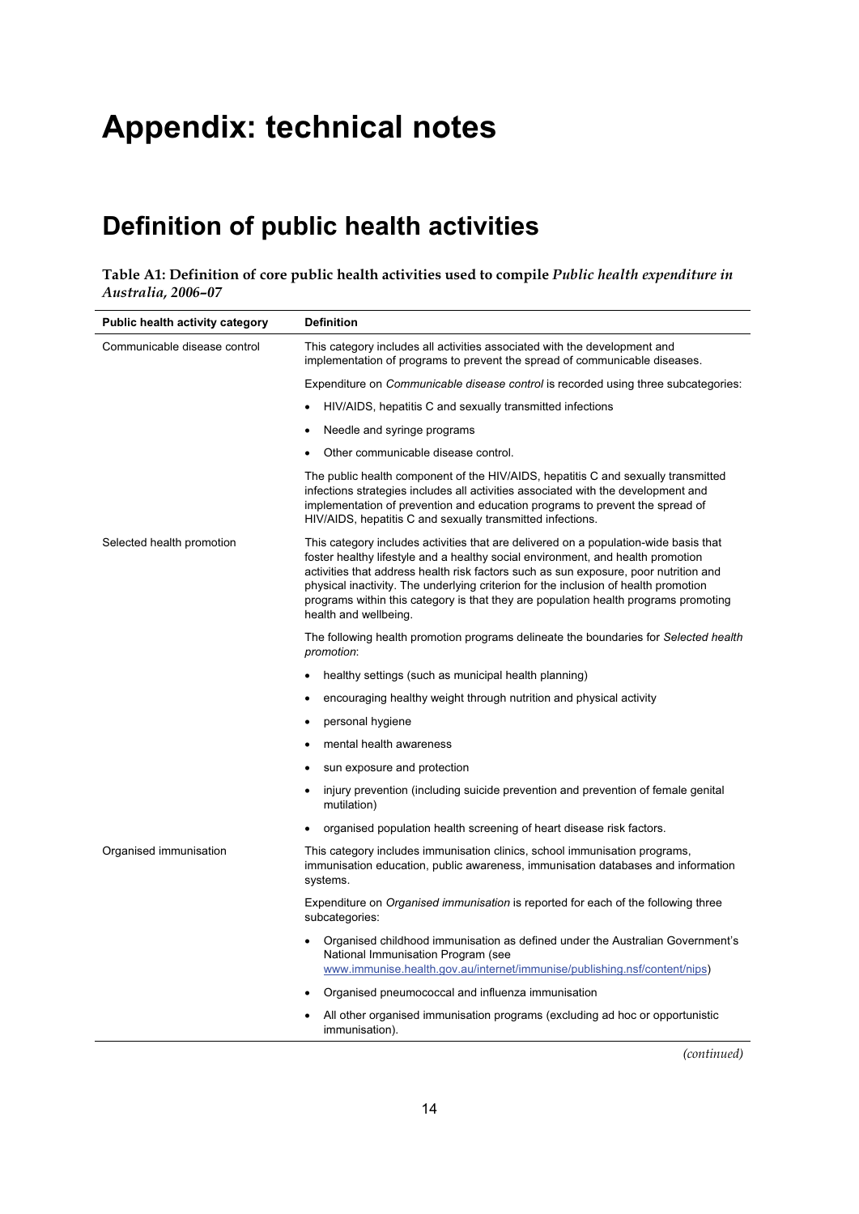# Appendix: technical notes

## Definition of public health activities

**Table A1: Definition of core public health activities used to compile *Public health expenditure in Australia, 2006–07***

| Public health activity category | Definition |
| --- | --- |
| Communicable disease control | This category includes all activities associated with the development and implementation of programs to prevent the spread of communicable diseases.<br><br>Expenditure on *Communicable disease control* is recorded using three subcategories:<br>• HIV/AIDS, hepatitis C and sexually transmitted infections<br>• Needle and syringe programs<br>• Other communicable disease control.<br><br>The public health component of the HIV/AIDS, hepatitis C and sexually transmitted infections strategies includes all activities associated with the development and implementation of prevention and education programs to prevent the spread of HIV/AIDS, hepatitis C and sexually transmitted infections. |
| Selected health promotion | This category includes activities that are delivered on a population-wide basis that foster healthy lifestyle and a healthy social environment, and health promotion activities that address health risk factors such as sun exposure, poor nutrition and physical inactivity. The underlying criterion for the inclusion of health promotion programs within this category is that they are population health programs promoting health and wellbeing.<br><br>The following health promotion programs delineate the boundaries for *Selected health promotion*:<br>• healthy settings (such as municipal health planning)<br>• encouraging healthy weight through nutrition and physical activity<br>• personal hygiene<br>• mental health awareness<br>• sun exposure and protection<br>• injury prevention (including suicide prevention and prevention of female genital mutilation)<br>• organised population health screening of heart disease risk factors. |
| Organised immunisation | This category includes immunisation clinics, school immunisation programs, immunisation education, public awareness, immunisation databases and information systems.<br><br>Expenditure on *Organised immunisation* is reported for each of the following three subcategories:<br>• Organised childhood immunisation as defined under the Australian Government's National Immunisation Program (see www.immunise.health.gov.au/internet/immunise/publishing.nsf/content/nips)<br>• Organised pneumococcal and influenza immunisation<br>• All other organised immunisation programs (excluding ad hoc or opportunistic immunisation). |

*(continued)*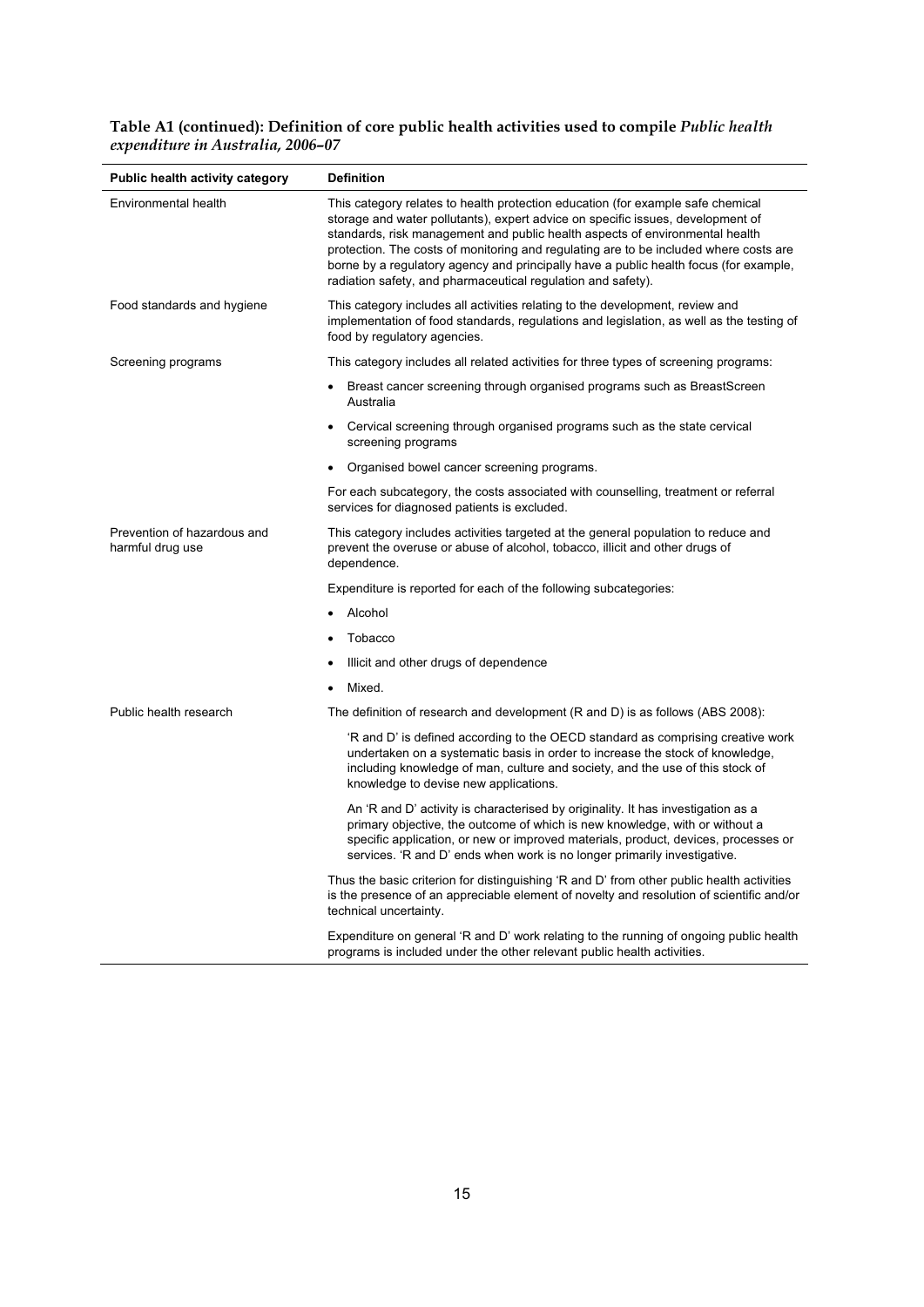**Table A1 (continued): Definition of core public health activities used to compile *Public health expenditure in Australia, 2006–07***

| Public health activity category | Definition |
|---|---|
| Environmental health | This category relates to health protection education (for example safe chemical storage and water pollutants), expert advice on specific issues, development of standards, risk management and public health aspects of environmental health protection. The costs of monitoring and regulating are to be included where costs are borne by a regulatory agency and principally have a public health focus (for example, radiation safety, and pharmaceutical regulation and safety). |
| Food standards and hygiene | This category includes all activities relating to the development, review and implementation of food standards, regulations and legislation, as well as the testing of food by regulatory agencies. |
| Screening programs | This category includes all related activities for three types of screening programs:<br>• Breast cancer screening through organised programs such as BreastScreen Australia<br>• Cervical screening through organised programs such as the state cervical screening programs<br>• Organised bowel cancer screening programs.<br>For each subcategory, the costs associated with counselling, treatment or referral services for diagnosed patients is excluded. |
| Prevention of hazardous and harmful drug use | This category includes activities targeted at the general population to reduce and prevent the overuse or abuse of alcohol, tobacco, illicit and other drugs of dependence.<br>Expenditure is reported for each of the following subcategories:<br>• Alcohol<br>• Tobacco<br>• Illicit and other drugs of dependence<br>• Mixed. |
| Public health research | The definition of research and development (R and D) is as follows (ABS 2008):<br>'R and D' is defined according to the OECD standard as comprising creative work undertaken on a systematic basis in order to increase the stock of knowledge, including knowledge of man, culture and society, and the use of this stock of knowledge to devise new applications.<br>An 'R and D' activity is characterised by originality. It has investigation as a primary objective, the outcome of which is new knowledge, with or without a specific application, or new or improved materials, product, devices, processes or services. 'R and D' ends when work is no longer primarily investigative.<br>Thus the basic criterion for distinguishing 'R and D' from other public health activities is the presence of an appreciable element of novelty and resolution of scientific and/or technical uncertainty.<br>Expenditure on general 'R and D' work relating to the running of ongoing public health programs is included under the other relevant public health activities. |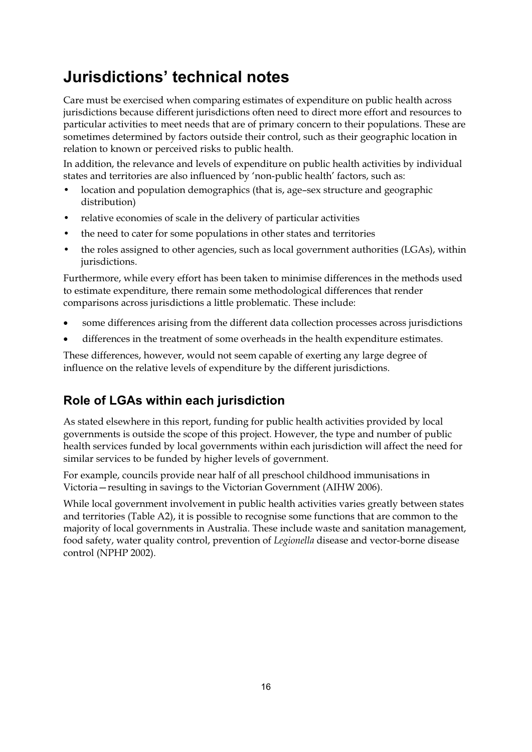# Jurisdictions' technical notes

Care must be exercised when comparing estimates of expenditure on public health across jurisdictions because different jurisdictions often need to direct more effort and resources to particular activities to meet needs that are of primary concern to their populations. These are sometimes determined by factors outside their control, such as their geographic location in relation to known or perceived risks to public health.

In addition, the relevance and levels of expenditure on public health activities by individual states and territories are also influenced by 'non-public health' factors, such as:

- location and population demographics (that is, age–sex structure and geographic distribution)
- relative economies of scale in the delivery of particular activities
- the need to cater for some populations in other states and territories
- the roles assigned to other agencies, such as local government authorities (LGAs), within jurisdictions.

Furthermore, while every effort has been taken to minimise differences in the methods used to estimate expenditure, there remain some methodological differences that render comparisons across jurisdictions a little problematic. These include:

- some differences arising from the different data collection processes across jurisdictions
- differences in the treatment of some overheads in the health expenditure estimates.

These differences, however, would not seem capable of exerting any large degree of influence on the relative levels of expenditure by the different jurisdictions.

## Role of LGAs within each jurisdiction

As stated elsewhere in this report, funding for public health activities provided by local governments is outside the scope of this project. However, the type and number of public health services funded by local governments within each jurisdiction will affect the need for similar services to be funded by higher levels of government.

For example, councils provide near half of all preschool childhood immunisations in Victoria—resulting in savings to the Victorian Government (AIHW 2006).

While local government involvement in public health activities varies greatly between states and territories (Table A2), it is possible to recognise some functions that are common to the majority of local governments in Australia. These include waste and sanitation management, food safety, water quality control, prevention of *Legionella* disease and vector-borne disease control (NPHP 2002).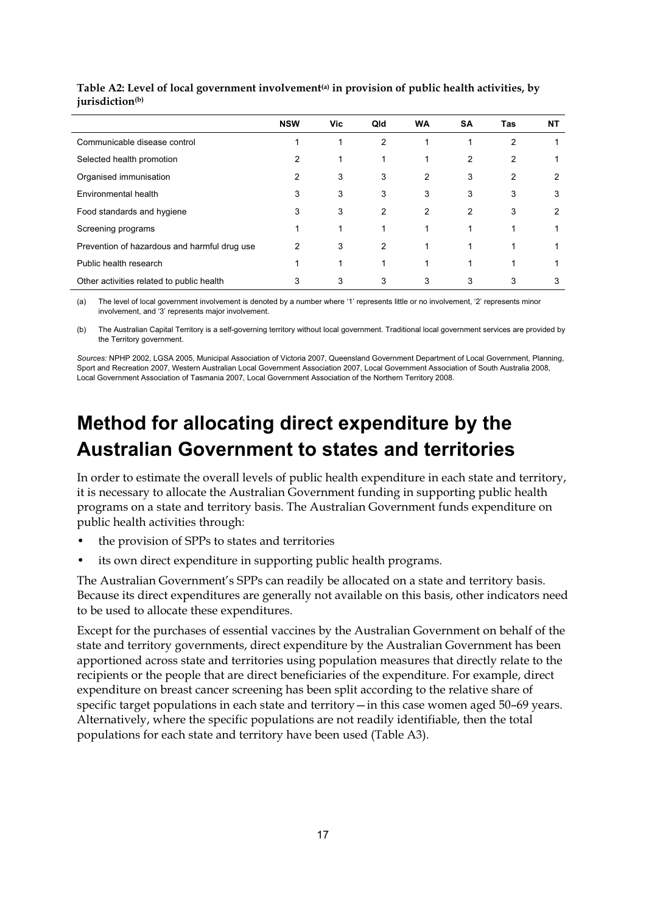**Table A2: Level of local government involvement[(a)] in provision of public health activities, by jurisdiction[(b)]**

| | NSW | Vic | Qld | WA | SA | Tas | NT |
|---|---|---|---|---|---|---|---|
| Communicable disease control | 1 | 1 | 2 | 1 | 1 | 2 | 1 |
| Selected health promotion | 2 | 1 | 1 | 1 | 2 | 2 | 1 |
| Organised immunisation | 2 | 3 | 3 | 2 | 3 | 2 | 2 |
| Environmental health | 3 | 3 | 3 | 3 | 3 | 3 | 3 |
| Food standards and hygiene | 3 | 3 | 2 | 2 | 2 | 3 | 2 |
| Screening programs | 1 | 1 | 1 | 1 | 1 | 1 | 1 |
| Prevention of hazardous and harmful drug use | 2 | 3 | 2 | 1 | 1 | 1 | 1 |
| Public health research | 1 | 1 | 1 | 1 | 1 | 1 | 1 |
| Other activities related to public health | 3 | 3 | 3 | 3 | 3 | 3 | 3 |

(a) The level of local government involvement is denoted by a number where '1' represents little or no involvement, '2' represents minor involvement, and '3' represents major involvement.

(b) The Australian Capital Territory is a self-governing territory without local government. Traditional local government services are provided by the Territory government.

*Sources:* NPHP 2002, LGSA 2005, Municipal Association of Victoria 2007, Queensland Government Department of Local Government, Planning, Sport and Recreation 2007, Western Australian Local Government Association 2007, Local Government Association of South Australia 2008, Local Government Association of Tasmania 2007, Local Government Association of the Northern Territory 2008.

# Method for allocating direct expenditure by the Australian Government to states and territories

In order to estimate the overall levels of public health expenditure in each state and territory, it is necessary to allocate the Australian Government funding in supporting public health programs on a state and territory basis. The Australian Government funds expenditure on public health activities through:

- the provision of SPPs to states and territories
- its own direct expenditure in supporting public health programs.

The Australian Government's SPPs can readily be allocated on a state and territory basis. Because its direct expenditures are generally not available on this basis, other indicators need to be used to allocate these expenditures.

Except for the purchases of essential vaccines by the Australian Government on behalf of the state and territory governments, direct expenditure by the Australian Government has been apportioned across state and territories using population measures that directly relate to the recipients or the people that are direct beneficiaries of the expenditure. For example, direct expenditure on breast cancer screening has been split according to the relative share of specific target populations in each state and territory—in this case women aged 50–69 years. Alternatively, where the specific populations are not readily identifiable, then the total populations for each state and territory have been used (Table A3).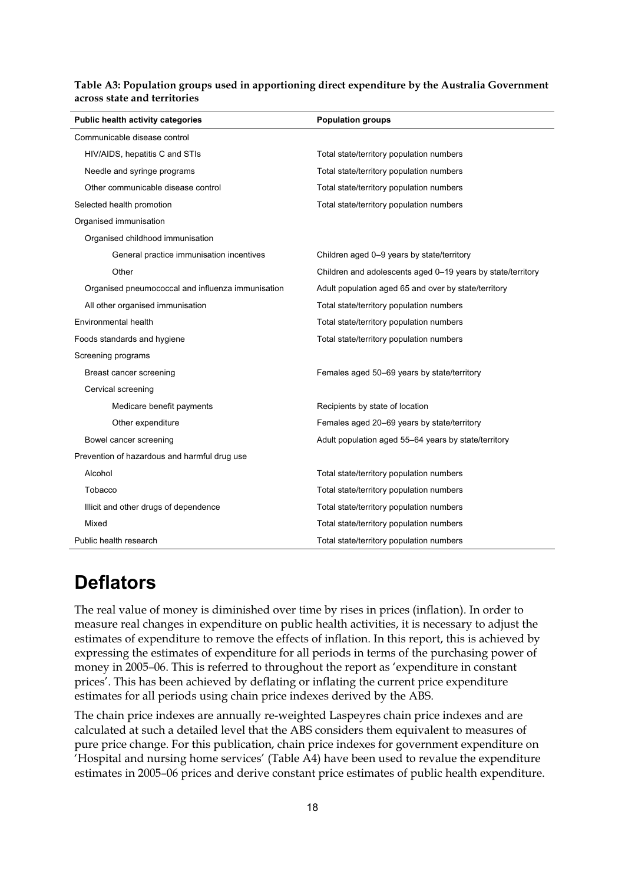**Table A3: Population groups used in apportioning direct expenditure by the Australia Government across state and territories**

| Public health activity categories | Population groups |
|---|---|
| Communicable disease control | |
| HIV/AIDS, hepatitis C and STIs | Total state/territory population numbers |
| Needle and syringe programs | Total state/territory population numbers |
| Other communicable disease control | Total state/territory population numbers |
| Selected health promotion | Total state/territory population numbers |
| Organised immunisation | |
| Organised childhood immunisation | |
| General practice immunisation incentives | Children aged 0–9 years by state/territory |
| Other | Children and adolescents aged 0–19 years by state/territory |
| Organised pneumococcal and influenza immunisation | Adult population aged 65 and over by state/territory |
| All other organised immunisation | Total state/territory population numbers |
| Environmental health | Total state/territory population numbers |
| Foods standards and hygiene | Total state/territory population numbers |
| Screening programs | |
| Breast cancer screening | Females aged 50–69 years by state/territory |
| Cervical screening | |
| Medicare benefit payments | Recipients by state of location |
| Other expenditure | Females aged 20–69 years by state/territory |
| Bowel cancer screening | Adult population aged 55–64 years by state/territory |
| Prevention of hazardous and harmful drug use | |
| Alcohol | Total state/territory population numbers |
| Tobacco | Total state/territory population numbers |
| Illicit and other drugs of dependence | Total state/territory population numbers |
| Mixed | Total state/territory population numbers |
| Public health research | Total state/territory population numbers |

# Deflators

The real value of money is diminished over time by rises in prices (inflation). In order to measure real changes in expenditure on public health activities, it is necessary to adjust the estimates of expenditure to remove the effects of inflation. In this report, this is achieved by expressing the estimates of expenditure for all periods in terms of the purchasing power of money in 2005–06. This is referred to throughout the report as 'expenditure in constant prices'. This has been achieved by deflating or inflating the current price expenditure estimates for all periods using chain price indexes derived by the ABS.

The chain price indexes are annually re-weighted Laspeyres chain price indexes and are calculated at such a detailed level that the ABS considers them equivalent to measures of pure price change. For this publication, chain price indexes for government expenditure on 'Hospital and nursing home services' (Table A4) have been used to revalue the expenditure estimates in 2005–06 prices and derive constant price estimates of public health expenditure.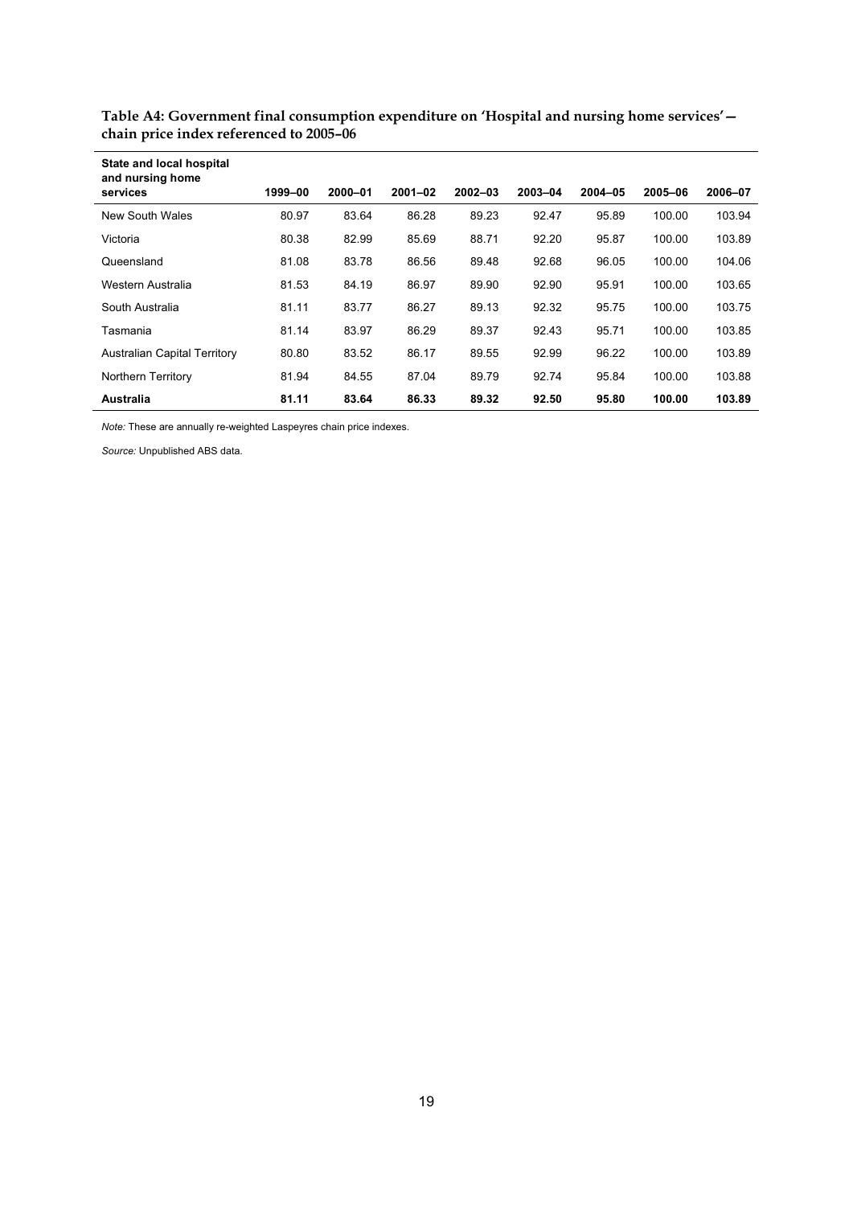**Table A4: Government final consumption expenditure on 'Hospital and nursing home services'—chain price index referenced to 2005–06**

| State and local hospital and nursing home services | 1999–00 | 2000–01 | 2001–02 | 2002–03 | 2003–04 | 2004–05 | 2005–06 | 2006–07 |
|---|---|---|---|---|---|---|---|---|
| New South Wales | 80.97 | 83.64 | 86.28 | 89.23 | 92.47 | 95.89 | 100.00 | 103.94 |
| Victoria | 80.38 | 82.99 | 85.69 | 88.71 | 92.20 | 95.87 | 100.00 | 103.89 |
| Queensland | 81.08 | 83.78 | 86.56 | 89.48 | 92.68 | 96.05 | 100.00 | 104.06 |
| Western Australia | 81.53 | 84.19 | 86.97 | 89.90 | 92.90 | 95.91 | 100.00 | 103.65 |
| South Australia | 81.11 | 83.77 | 86.27 | 89.13 | 92.32 | 95.75 | 100.00 | 103.75 |
| Tasmania | 81.14 | 83.97 | 86.29 | 89.37 | 92.43 | 95.71 | 100.00 | 103.85 |
| Australian Capital Territory | 80.80 | 83.52 | 86.17 | 89.55 | 92.99 | 96.22 | 100.00 | 103.89 |
| Northern Territory | 81.94 | 84.55 | 87.04 | 89.79 | 92.74 | 95.84 | 100.00 | 103.88 |
| **Australia** | **81.11** | **83.64** | **86.33** | **89.32** | **92.50** | **95.80** | **100.00** | **103.89** |

*Note:* These are annually re-weighted Laspeyres chain price indexes.

*Source:* Unpublished ABS data.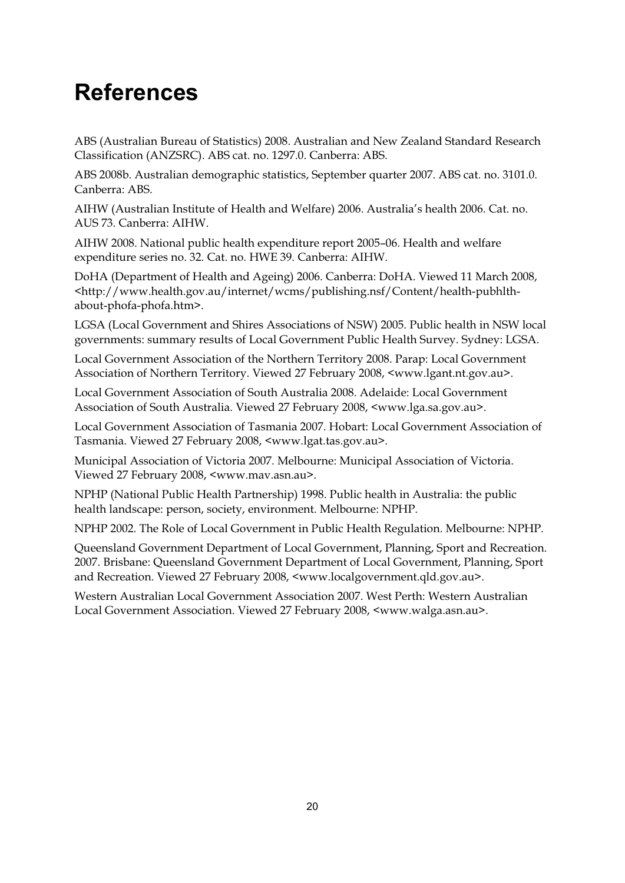# References

ABS (Australian Bureau of Statistics) 2008. Australian and New Zealand Standard Research Classification (ANZSRC). ABS cat. no. 1297.0. Canberra: ABS.

ABS 2008b. Australian demographic statistics, September quarter 2007. ABS cat. no. 3101.0. Canberra: ABS.

AIHW (Australian Institute of Health and Welfare) 2006. Australia's health 2006. Cat. no. AUS 73. Canberra: AIHW.

AIHW 2008. National public health expenditure report 2005–06. Health and welfare expenditure series no. 32. Cat. no. HWE 39. Canberra: AIHW.

DoHA (Department of Health and Ageing) 2006. Canberra: DoHA. Viewed 11 March 2008, <http://www.health.gov.au/internet/wcms/publishing.nsf/Content/health-pubhlth-about-phofa-phofa.htm>.

LGSA (Local Government and Shires Associations of NSW) 2005. Public health in NSW local governments: summary results of Local Government Public Health Survey. Sydney: LGSA.

Local Government Association of the Northern Territory 2008. Parap: Local Government Association of Northern Territory. Viewed 27 February 2008, <www.lgant.nt.gov.au>.

Local Government Association of South Australia 2008. Adelaide: Local Government Association of South Australia. Viewed 27 February 2008, <www.lga.sa.gov.au>.

Local Government Association of Tasmania 2007. Hobart: Local Government Association of Tasmania. Viewed 27 February 2008, <www.lgat.tas.gov.au>.

Municipal Association of Victoria 2007. Melbourne: Municipal Association of Victoria. Viewed 27 February 2008, <www.mav.asn.au>.

NPHP (National Public Health Partnership) 1998. Public health in Australia: the public health landscape: person, society, environment. Melbourne: NPHP.

NPHP 2002. The Role of Local Government in Public Health Regulation. Melbourne: NPHP.

Queensland Government Department of Local Government, Planning, Sport and Recreation. 2007. Brisbane: Queensland Government Department of Local Government, Planning, Sport and Recreation. Viewed 27 February 2008, <www.localgovernment.qld.gov.au>.

Western Australian Local Government Association 2007. West Perth: Western Australian Local Government Association. Viewed 27 February 2008, <www.walga.asn.au>.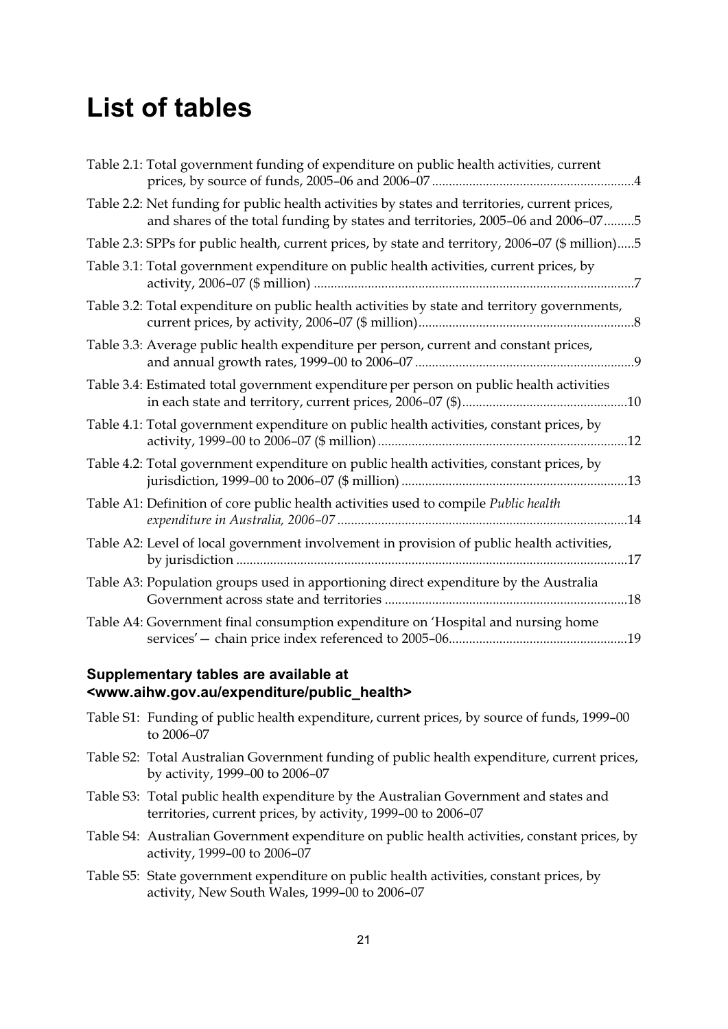# List of tables

Table 2.1: Total government funding of expenditure on public health activities, current prices, by source of funds, 2005–06 and 2006–07 ....4

Table 2.2: Net funding for public health activities by states and territories, current prices, and shares of the total funding by states and territories, 2005–06 and 2006–07 ....5

Table 2.3: SPPs for public health, current prices, by state and territory, 2006–07 ($ million)....5

Table 3.1: Total government expenditure on public health activities, current prices, by activity, 2006–07 ($ million) ....7

Table 3.2: Total expenditure on public health activities by state and territory governments, current prices, by activity, 2006–07 ($ million)....8

Table 3.3: Average public health expenditure per person, current and constant prices, and annual growth rates, 1999–00 to 2006–07 ....9

Table 3.4: Estimated total government expenditure per person on public health activities in each state and territory, current prices, 2006–07 ($)....10

Table 4.1: Total government expenditure on public health activities, constant prices, by activity, 1999–00 to 2006–07 ($ million)....12

Table 4.2: Total government expenditure on public health activities, constant prices, by jurisdiction, 1999–00 to 2006–07 ($ million) ....13

Table A1: Definition of core public health activities used to compile *Public health expenditure in Australia, 2006–07* ....14

Table A2: Level of local government involvement in provision of public health activities, by jurisdiction ....17

Table A3: Population groups used in apportioning direct expenditure by the Australia Government across state and territories ....18

Table A4: Government final consumption expenditure on 'Hospital and nursing home services'— chain price index referenced to 2005–06....19

### Supplementary tables are available at <www.aihw.gov.au/expenditure/public_health>

Table S1: Funding of public health expenditure, current prices, by source of funds, 1999–00 to 2006–07

Table S2: Total Australian Government funding of public health expenditure, current prices, by activity, 1999–00 to 2006–07

Table S3: Total public health expenditure by the Australian Government and states and territories, current prices, by activity, 1999–00 to 2006–07

Table S4: Australian Government expenditure on public health activities, constant prices, by activity, 1999–00 to 2006–07

Table S5: State government expenditure on public health activities, constant prices, by activity, New South Wales, 1999–00 to 2006–07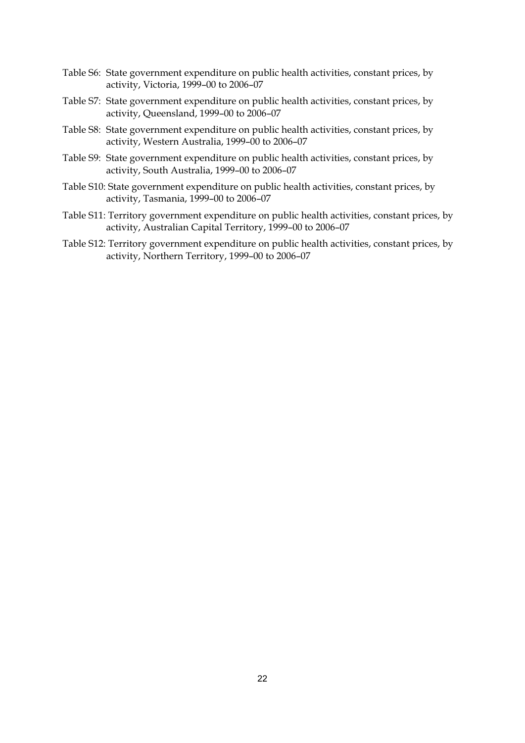Table S6: State government expenditure on public health activities, constant prices, by activity, Victoria, 1999–00 to 2006–07

Table S7: State government expenditure on public health activities, constant prices, by activity, Queensland, 1999–00 to 2006–07

Table S8: State government expenditure on public health activities, constant prices, by activity, Western Australia, 1999–00 to 2006–07

Table S9: State government expenditure on public health activities, constant prices, by activity, South Australia, 1999–00 to 2006–07

Table S10: State government expenditure on public health activities, constant prices, by activity, Tasmania, 1999–00 to 2006–07

Table S11: Territory government expenditure on public health activities, constant prices, by activity, Australian Capital Territory, 1999–00 to 2006–07

Table S12: Territory government expenditure on public health activities, constant prices, by activity, Northern Territory, 1999–00 to 2006–07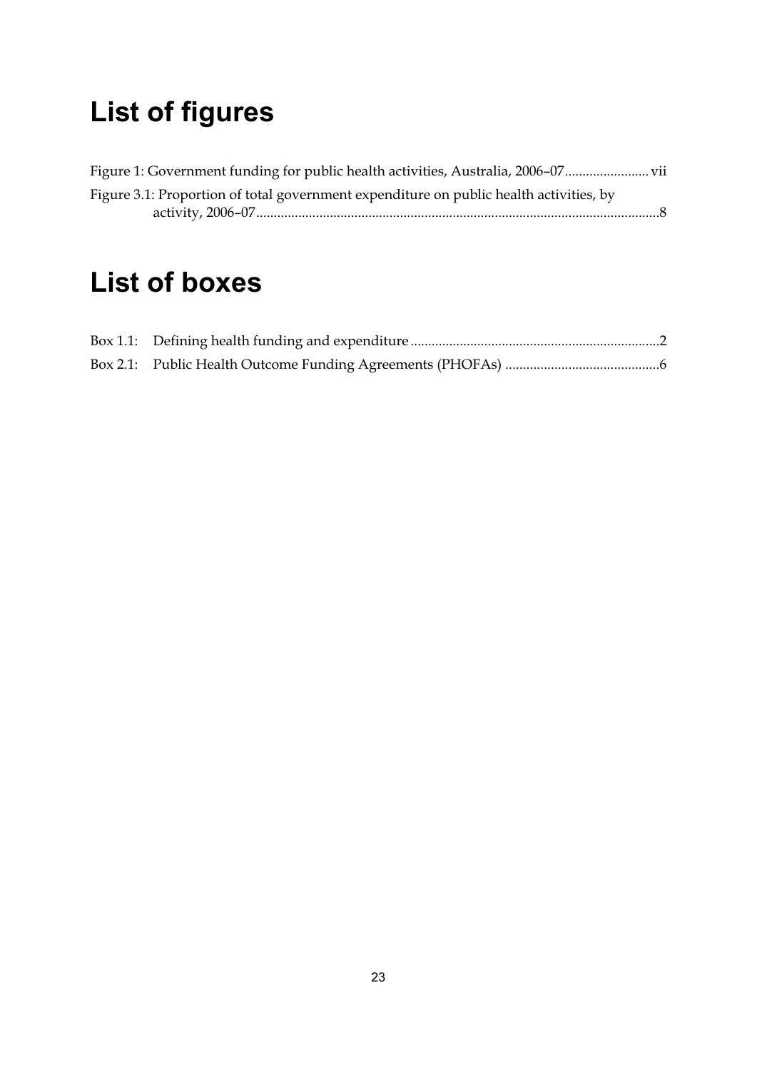# List of figures

Figure 1: Government funding for public health activities, Australia, 2006–07........................ vii

Figure 3.1: Proportion of total government expenditure on public health activities, by activity, 2006–07..................................................................................................................8

# List of boxes

Box 1.1: Defining health funding and expenditure......................................................................2

Box 2.1: Public Health Outcome Funding Agreements (PHOFAs) ............................................6